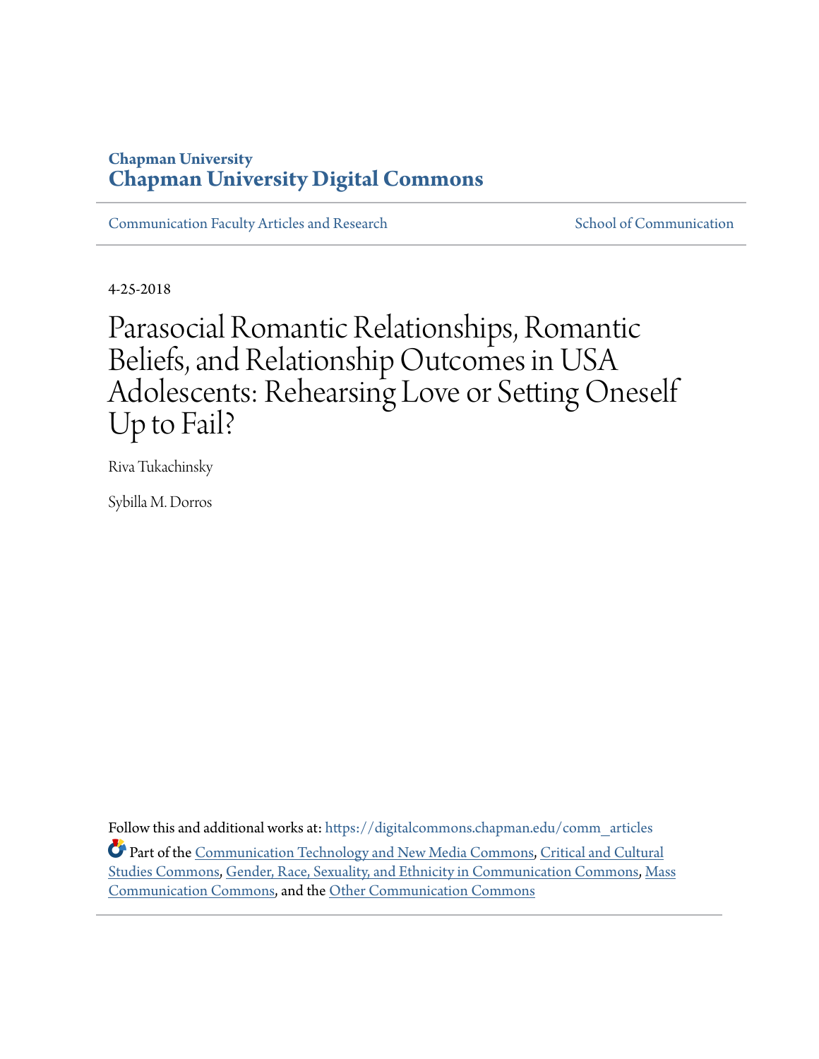Chapman University
**Chapman University Digital Commons**

Communication Faculty Articles and Research | School of Communication

4-25-2018

# Parasocial Romantic Relationships, Romantic Beliefs, and Relationship Outcomes in USA Adolescents: Rehearsing Love or Setting Oneself Up to Fail?

Riva Tukachinsky

Sybilla M. Dorros

Follow this and additional works at: https://digitalcommons.chapman.edu/comm_articles

Part of the Communication Technology and New Media Commons, Critical and Cultural Studies Commons, Gender, Race, Sexuality, and Ethnicity in Communication Commons, Mass Communication Commons, and the Other Communication Commons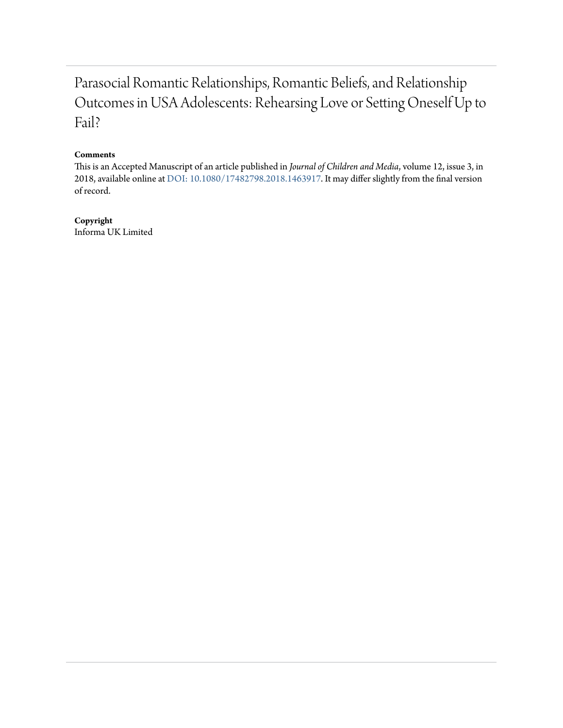# Parasocial Romantic Relationships, Romantic Beliefs, and Relationship Outcomes in USA Adolescents: Rehearsing Love or Setting Oneself Up to Fail?

**Comments**

This is an Accepted Manuscript of an article published in *Journal of Children and Media*, volume 12, issue 3, in 2018, available online at DOI: 10.1080/17482798.2018.1463917. It may differ slightly from the final version of record.

**Copyright**

Informa UK Limited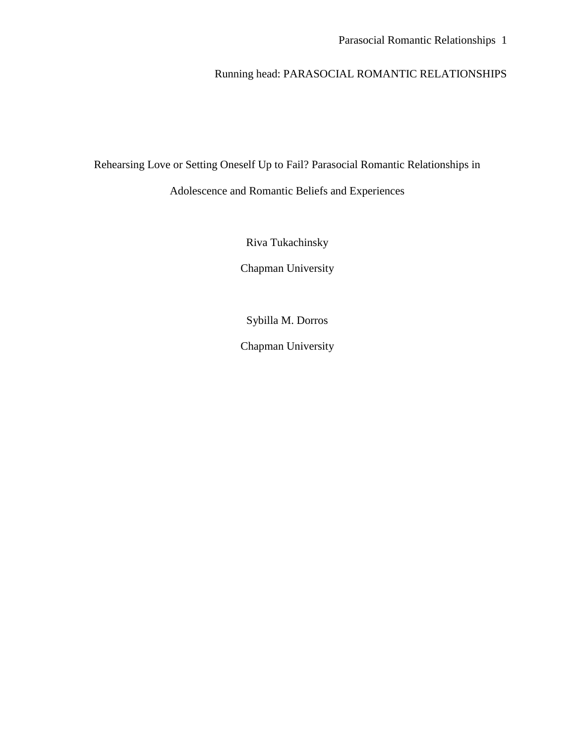Running head: PARASOCIAL ROMANTIC RELATIONSHIPS

# Rehearsing Love or Setting Oneself Up to Fail? Parasocial Romantic Relationships in Adolescence and Romantic Beliefs and Experiences

Riva Tukachinsky

Chapman University

Sybilla M. Dorros

Chapman University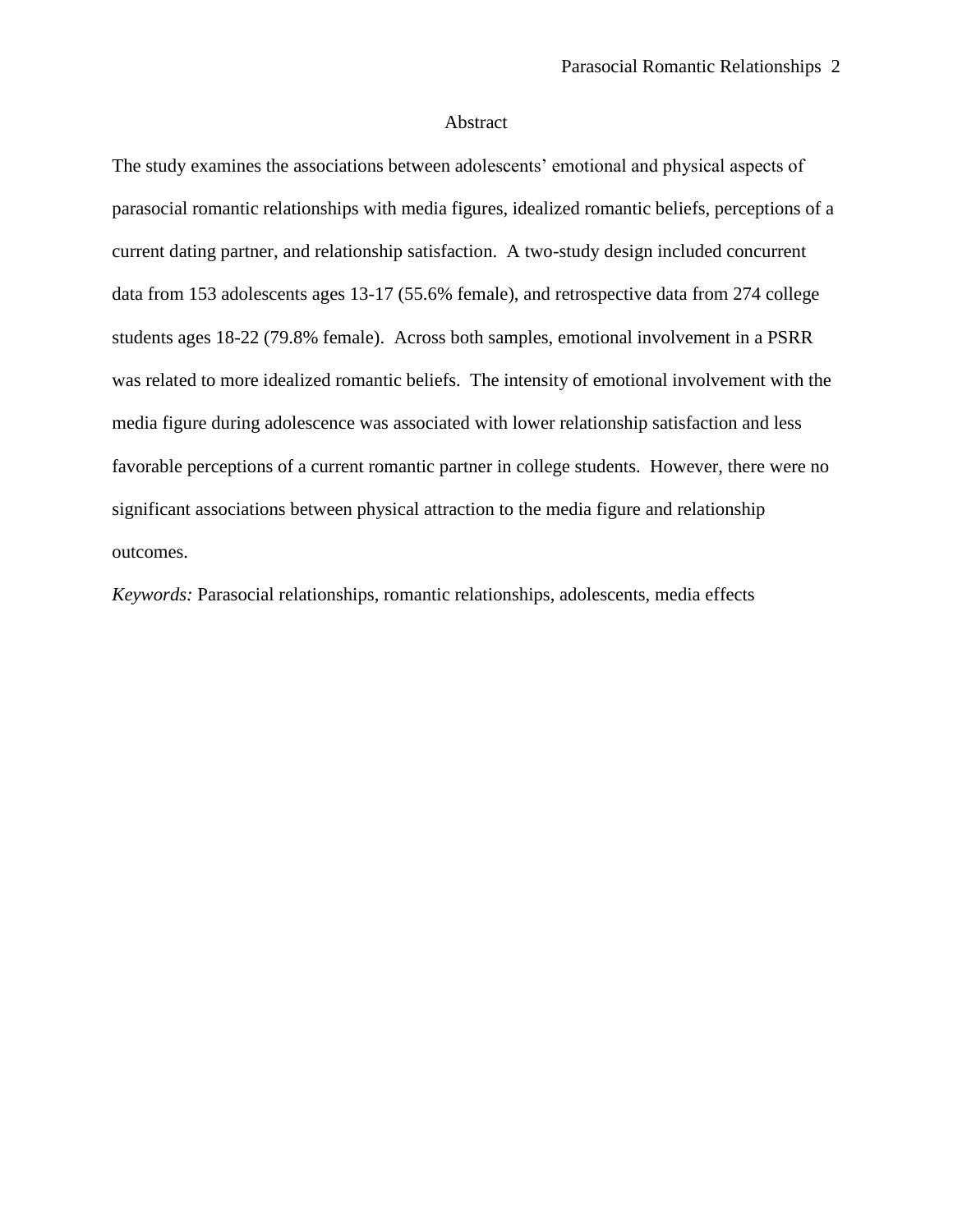## Abstract

The study examines the associations between adolescents' emotional and physical aspects of parasocial romantic relationships with media figures, idealized romantic beliefs, perceptions of a current dating partner, and relationship satisfaction. A two-study design included concurrent data from 153 adolescents ages 13-17 (55.6% female), and retrospective data from 274 college students ages 18-22 (79.8% female). Across both samples, emotional involvement in a PSRR was related to more idealized romantic beliefs. The intensity of emotional involvement with the media figure during adolescence was associated with lower relationship satisfaction and less favorable perceptions of a current romantic partner in college students. However, there were no significant associations between physical attraction to the media figure and relationship outcomes.

*Keywords:* Parasocial relationships, romantic relationships, adolescents, media effects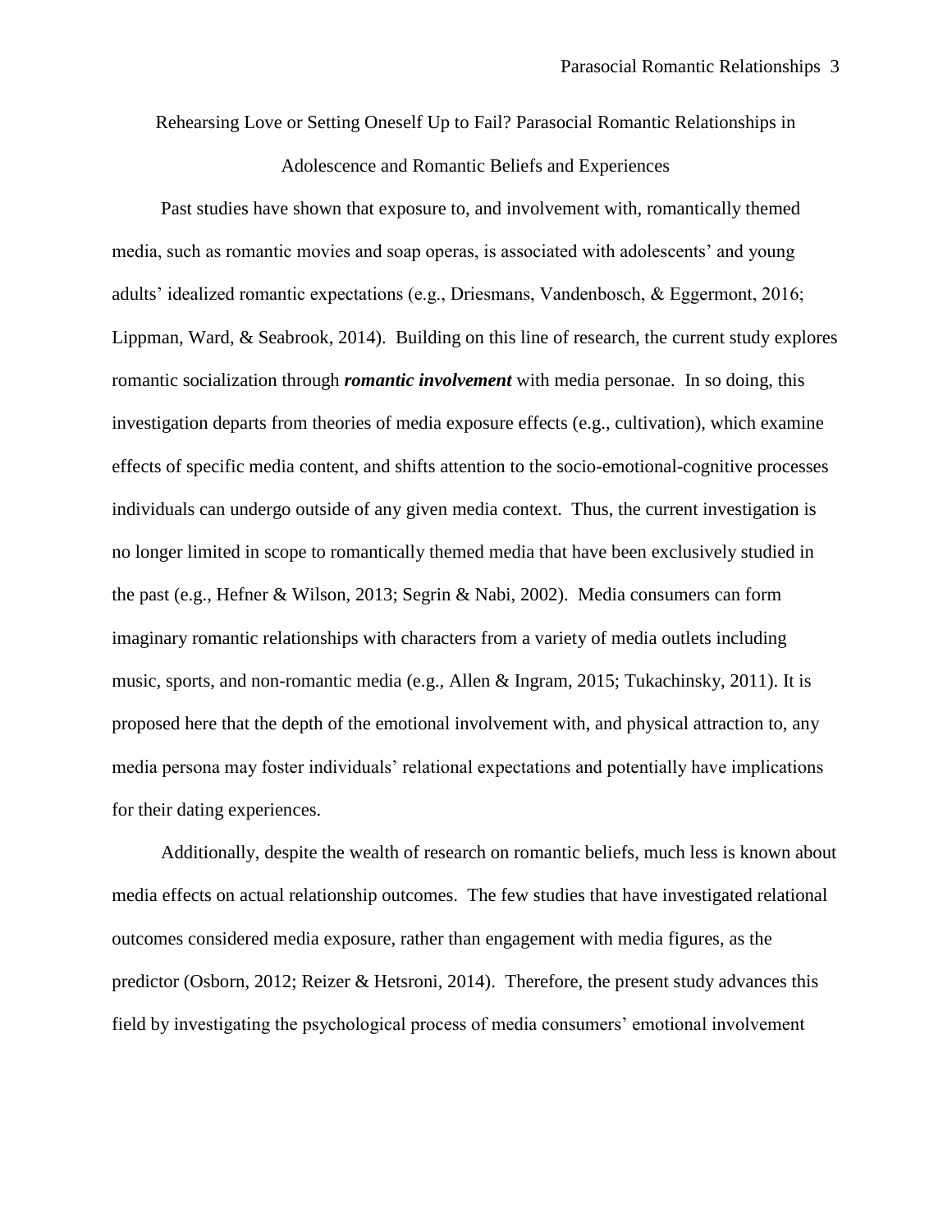# Rehearsing Love or Setting Oneself Up to Fail? Parasocial Romantic Relationships in Adolescence and Romantic Beliefs and Experiences

Past studies have shown that exposure to, and involvement with, romantically themed media, such as romantic movies and soap operas, is associated with adolescents' and young adults' idealized romantic expectations (e.g., Driesmans, Vandenbosch, & Eggermont, 2016; Lippman, Ward, & Seabrook, 2014). Building on this line of research, the current study explores romantic socialization through ***romantic involvement*** with media personae. In so doing, this investigation departs from theories of media exposure effects (e.g., cultivation), which examine effects of specific media content, and shifts attention to the socio-emotional-cognitive processes individuals can undergo outside of any given media context. Thus, the current investigation is no longer limited in scope to romantically themed media that have been exclusively studied in the past (e.g., Hefner & Wilson, 2013; Segrin & Nabi, 2002). Media consumers can form imaginary romantic relationships with characters from a variety of media outlets including music, sports, and non-romantic media (e.g., Allen & Ingram, 2015; Tukachinsky, 2011). It is proposed here that the depth of the emotional involvement with, and physical attraction to, any media persona may foster individuals' relational expectations and potentially have implications for their dating experiences.

Additionally, despite the wealth of research on romantic beliefs, much less is known about media effects on actual relationship outcomes. The few studies that have investigated relational outcomes considered media exposure, rather than engagement with media figures, as the predictor (Osborn, 2012; Reizer & Hetsroni, 2014). Therefore, the present study advances this field by investigating the psychological process of media consumers' emotional involvement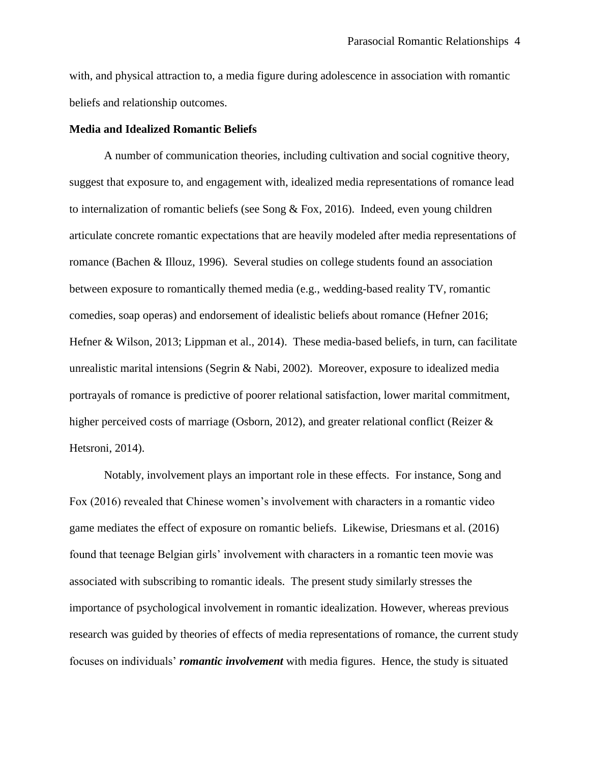with, and physical attraction to, a media figure during adolescence in association with romantic beliefs and relationship outcomes.

**Media and Idealized Romantic Beliefs**

A number of communication theories, including cultivation and social cognitive theory, suggest that exposure to, and engagement with, idealized media representations of romance lead to internalization of romantic beliefs (see Song & Fox, 2016). Indeed, even young children articulate concrete romantic expectations that are heavily modeled after media representations of romance (Bachen & Illouz, 1996). Several studies on college students found an association between exposure to romantically themed media (e.g., wedding-based reality TV, romantic comedies, soap operas) and endorsement of idealistic beliefs about romance (Hefner 2016; Hefner & Wilson, 2013; Lippman et al., 2014). These media-based beliefs, in turn, can facilitate unrealistic marital intensions (Segrin & Nabi, 2002). Moreover, exposure to idealized media portrayals of romance is predictive of poorer relational satisfaction, lower marital commitment, higher perceived costs of marriage (Osborn, 2012), and greater relational conflict (Reizer & Hetsroni, 2014).

Notably, involvement plays an important role in these effects. For instance, Song and Fox (2016) revealed that Chinese women's involvement with characters in a romantic video game mediates the effect of exposure on romantic beliefs. Likewise, Driesmans et al. (2016) found that teenage Belgian girls' involvement with characters in a romantic teen movie was associated with subscribing to romantic ideals. The present study similarly stresses the importance of psychological involvement in romantic idealization. However, whereas previous research was guided by theories of effects of media representations of romance, the current study focuses on individuals' ***romantic involvement*** with media figures. Hence, the study is situated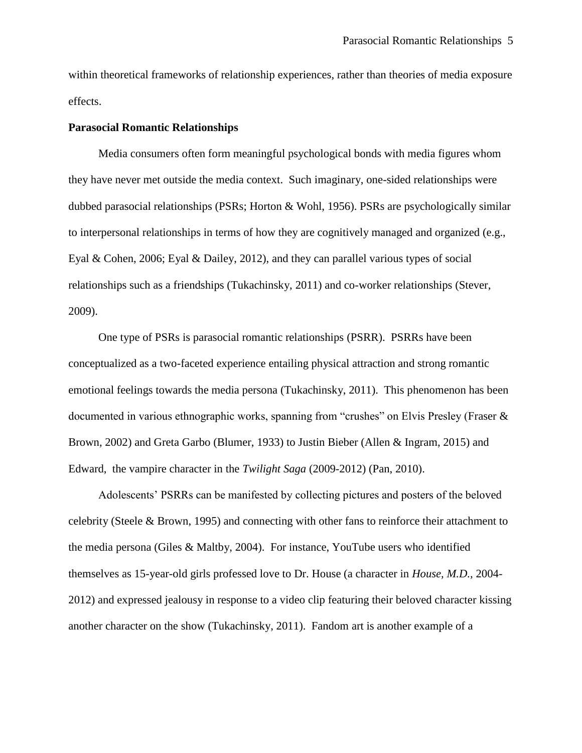within theoretical frameworks of relationship experiences, rather than theories of media exposure effects.

**Parasocial Romantic Relationships**

Media consumers often form meaningful psychological bonds with media figures whom they have never met outside the media context. Such imaginary, one-sided relationships were dubbed parasocial relationships (PSRs; Horton & Wohl, 1956). PSRs are psychologically similar to interpersonal relationships in terms of how they are cognitively managed and organized (e.g., Eyal & Cohen, 2006; Eyal & Dailey, 2012), and they can parallel various types of social relationships such as a friendships (Tukachinsky, 2011) and co-worker relationships (Stever, 2009).

One type of PSRs is parasocial romantic relationships (PSRR). PSRRs have been conceptualized as a two-faceted experience entailing physical attraction and strong romantic emotional feelings towards the media persona (Tukachinsky, 2011). This phenomenon has been documented in various ethnographic works, spanning from "crushes" on Elvis Presley (Fraser & Brown, 2002) and Greta Garbo (Blumer, 1933) to Justin Bieber (Allen & Ingram, 2015) and Edward, the vampire character in the *Twilight Saga* (2009-2012) (Pan, 2010).

Adolescents' PSRRs can be manifested by collecting pictures and posters of the beloved celebrity (Steele & Brown, 1995) and connecting with other fans to reinforce their attachment to the media persona (Giles & Maltby, 2004). For instance, YouTube users who identified themselves as 15-year-old girls professed love to Dr. House (a character in *House, M.D.*, 2004-2012) and expressed jealousy in response to a video clip featuring their beloved character kissing another character on the show (Tukachinsky, 2011). Fandom art is another example of a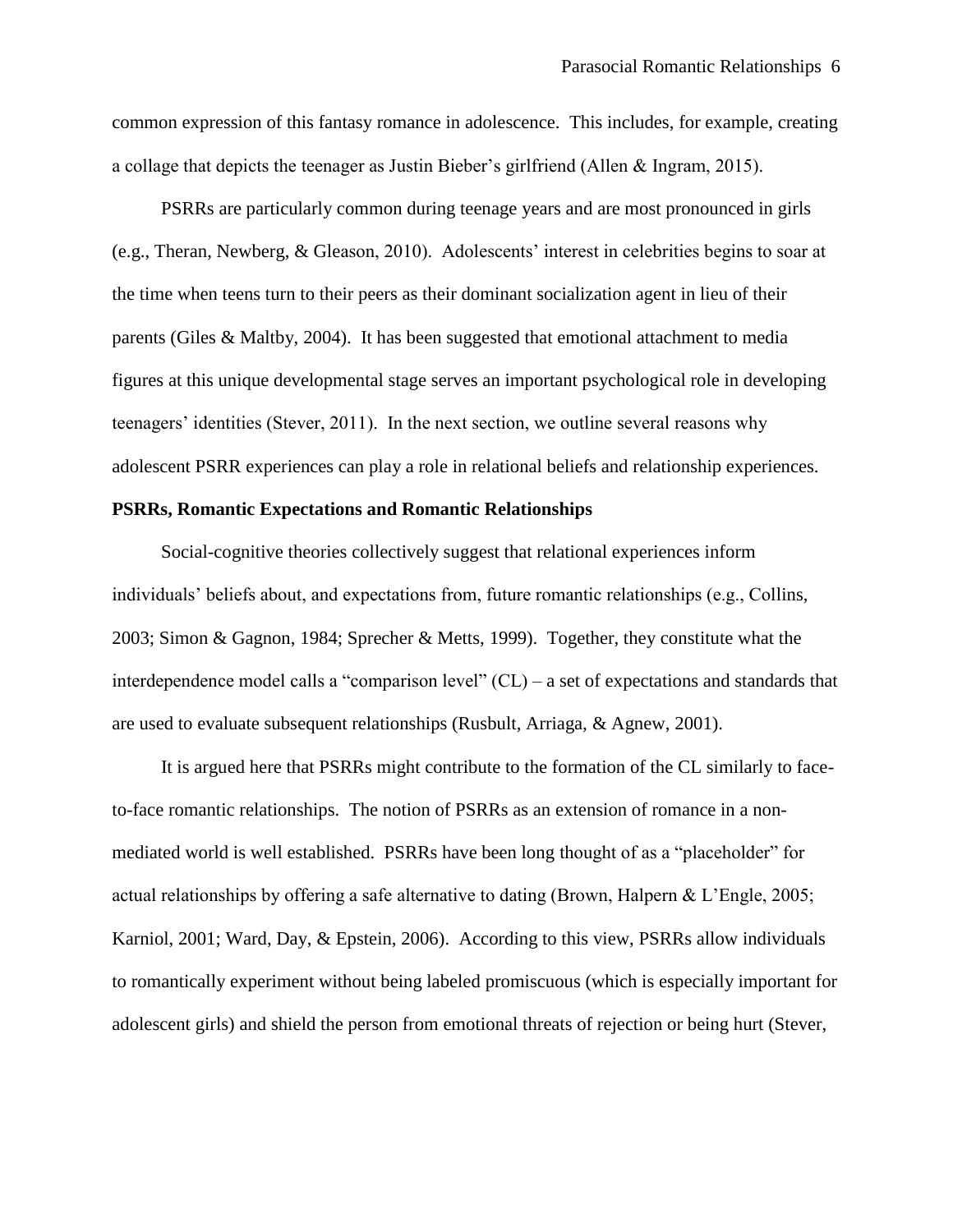common expression of this fantasy romance in adolescence. This includes, for example, creating a collage that depicts the teenager as Justin Bieber's girlfriend (Allen & Ingram, 2015).

PSRRs are particularly common during teenage years and are most pronounced in girls (e.g., Theran, Newberg, & Gleason, 2010). Adolescents' interest in celebrities begins to soar at the time when teens turn to their peers as their dominant socialization agent in lieu of their parents (Giles & Maltby, 2004). It has been suggested that emotional attachment to media figures at this unique developmental stage serves an important psychological role in developing teenagers' identities (Stever, 2011). In the next section, we outline several reasons why adolescent PSRR experiences can play a role in relational beliefs and relationship experiences.

**PSRRs, Romantic Expectations and Romantic Relationships**

Social-cognitive theories collectively suggest that relational experiences inform individuals' beliefs about, and expectations from, future romantic relationships (e.g., Collins, 2003; Simon & Gagnon, 1984; Sprecher & Metts, 1999). Together, they constitute what the interdependence model calls a "comparison level" (CL) – a set of expectations and standards that are used to evaluate subsequent relationships (Rusbult, Arriaga, & Agnew, 2001).

It is argued here that PSRRs might contribute to the formation of the CL similarly to face-to-face romantic relationships. The notion of PSRRs as an extension of romance in a non-mediated world is well established. PSRRs have been long thought of as a "placeholder" for actual relationships by offering a safe alternative to dating (Brown, Halpern & L'Engle, 2005; Karniol, 2001; Ward, Day, & Epstein, 2006). According to this view, PSRRs allow individuals to romantically experiment without being labeled promiscuous (which is especially important for adolescent girls) and shield the person from emotional threats of rejection or being hurt (Stever,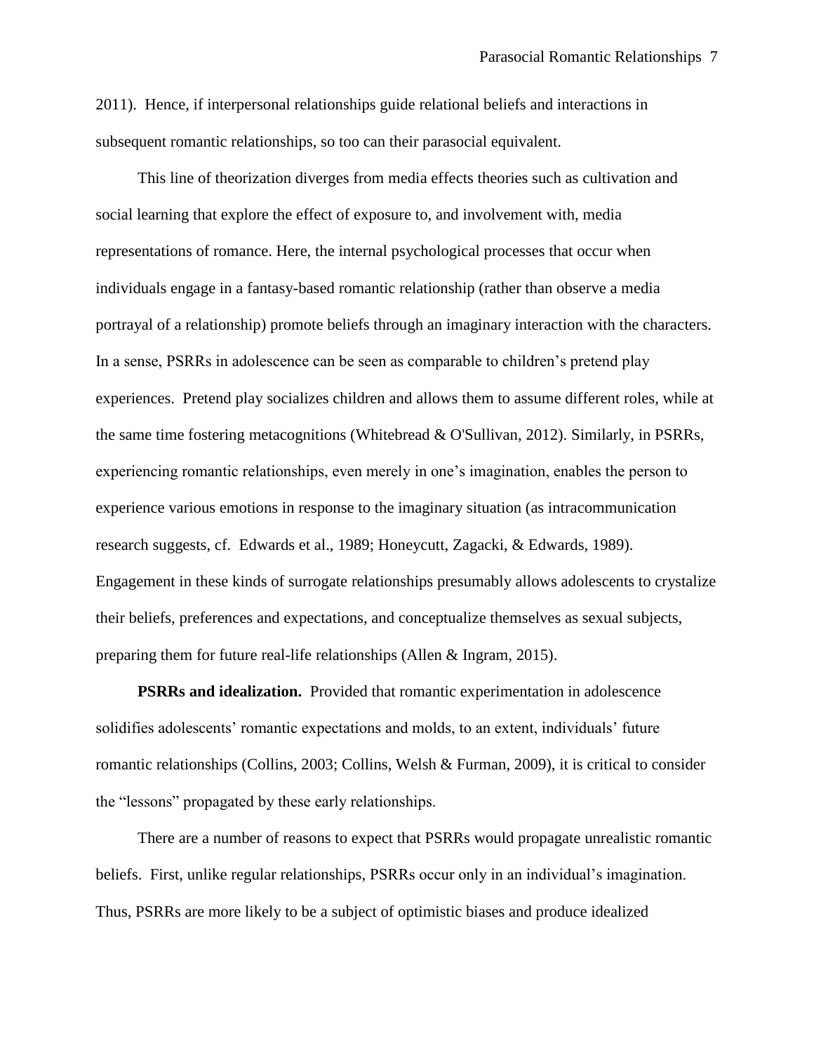2011). Hence, if interpersonal relationships guide relational beliefs and interactions in subsequent romantic relationships, so too can their parasocial equivalent.

This line of theorization diverges from media effects theories such as cultivation and social learning that explore the effect of exposure to, and involvement with, media representations of romance. Here, the internal psychological processes that occur when individuals engage in a fantasy-based romantic relationship (rather than observe a media portrayal of a relationship) promote beliefs through an imaginary interaction with the characters. In a sense, PSRRs in adolescence can be seen as comparable to children's pretend play experiences. Pretend play socializes children and allows them to assume different roles, while at the same time fostering metacognitions (Whitebread & O'Sullivan, 2012). Similarly, in PSRRs, experiencing romantic relationships, even merely in one's imagination, enables the person to experience various emotions in response to the imaginary situation (as intracommunication research suggests, cf. Edwards et al., 1989; Honeycutt, Zagacki, & Edwards, 1989). Engagement in these kinds of surrogate relationships presumably allows adolescents to crystalize their beliefs, preferences and expectations, and conceptualize themselves as sexual subjects, preparing them for future real-life relationships (Allen & Ingram, 2015).

**PSRRs and idealization.** Provided that romantic experimentation in adolescence solidifies adolescents' romantic expectations and molds, to an extent, individuals' future romantic relationships (Collins, 2003; Collins, Welsh & Furman, 2009), it is critical to consider the "lessons" propagated by these early relationships.

There are a number of reasons to expect that PSRRs would propagate unrealistic romantic beliefs. First, unlike regular relationships, PSRRs occur only in an individual's imagination. Thus, PSRRs are more likely to be a subject of optimistic biases and produce idealized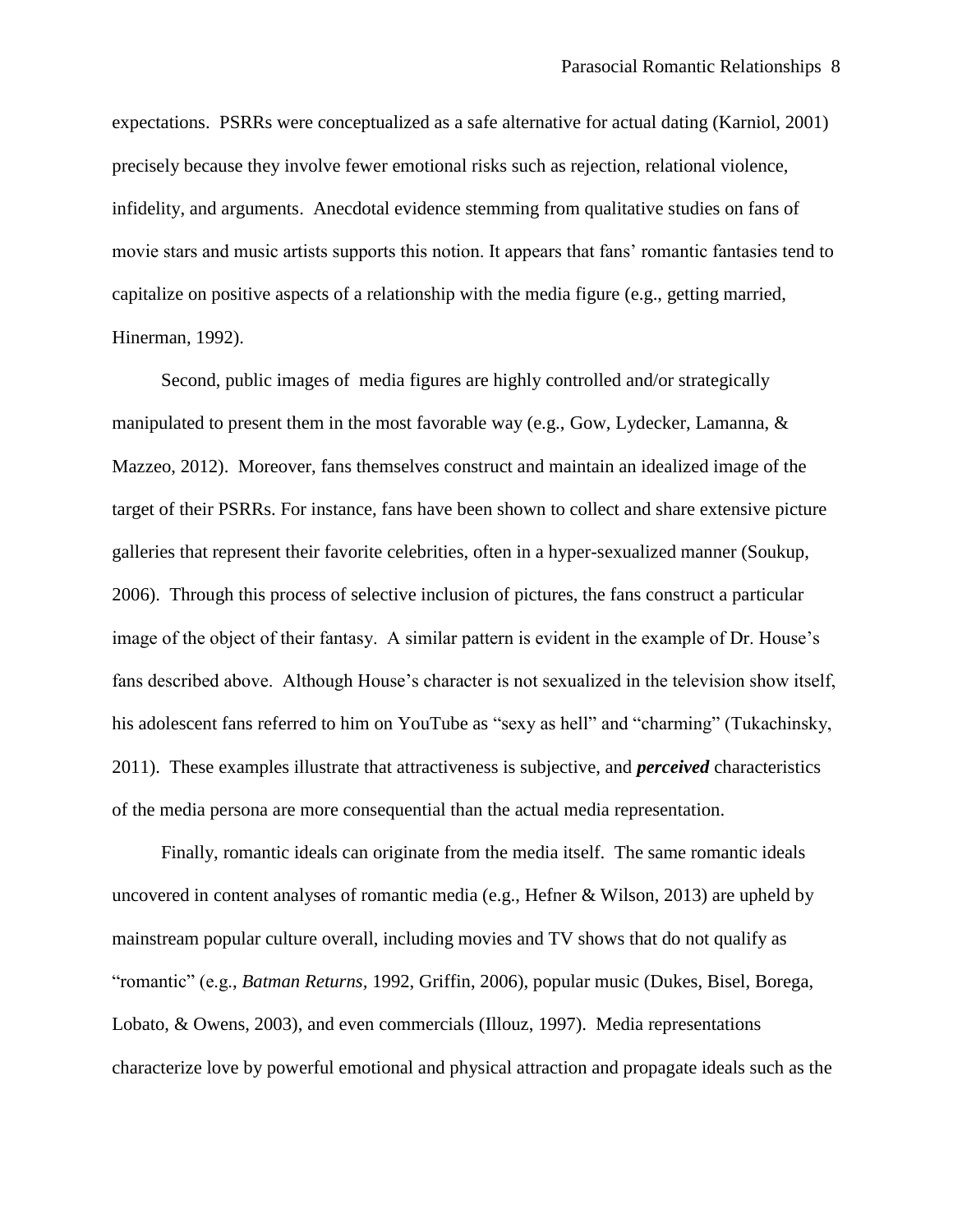expectations. PSRRs were conceptualized as a safe alternative for actual dating (Karniol, 2001) precisely because they involve fewer emotional risks such as rejection, relational violence, infidelity, and arguments. Anecdotal evidence stemming from qualitative studies on fans of movie stars and music artists supports this notion. It appears that fans' romantic fantasies tend to capitalize on positive aspects of a relationship with the media figure (e.g., getting married, Hinerman, 1992).

Second, public images of media figures are highly controlled and/or strategically manipulated to present them in the most favorable way (e.g., Gow, Lydecker, Lamanna, & Mazzeo, 2012). Moreover, fans themselves construct and maintain an idealized image of the target of their PSRRs. For instance, fans have been shown to collect and share extensive picture galleries that represent their favorite celebrities, often in a hyper-sexualized manner (Soukup, 2006). Through this process of selective inclusion of pictures, the fans construct a particular image of the object of their fantasy. A similar pattern is evident in the example of Dr. House's fans described above. Although House's character is not sexualized in the television show itself, his adolescent fans referred to him on YouTube as "sexy as hell" and "charming" (Tukachinsky, 2011). These examples illustrate that attractiveness is subjective, and ***perceived*** characteristics of the media persona are more consequential than the actual media representation.

Finally, romantic ideals can originate from the media itself. The same romantic ideals uncovered in content analyses of romantic media (e.g., Hefner & Wilson, 2013) are upheld by mainstream popular culture overall, including movies and TV shows that do not qualify as "romantic" (e.g., *Batman Returns*, 1992, Griffin, 2006), popular music (Dukes, Bisel, Borega, Lobato, & Owens, 2003), and even commercials (Illouz, 1997). Media representations characterize love by powerful emotional and physical attraction and propagate ideals such as the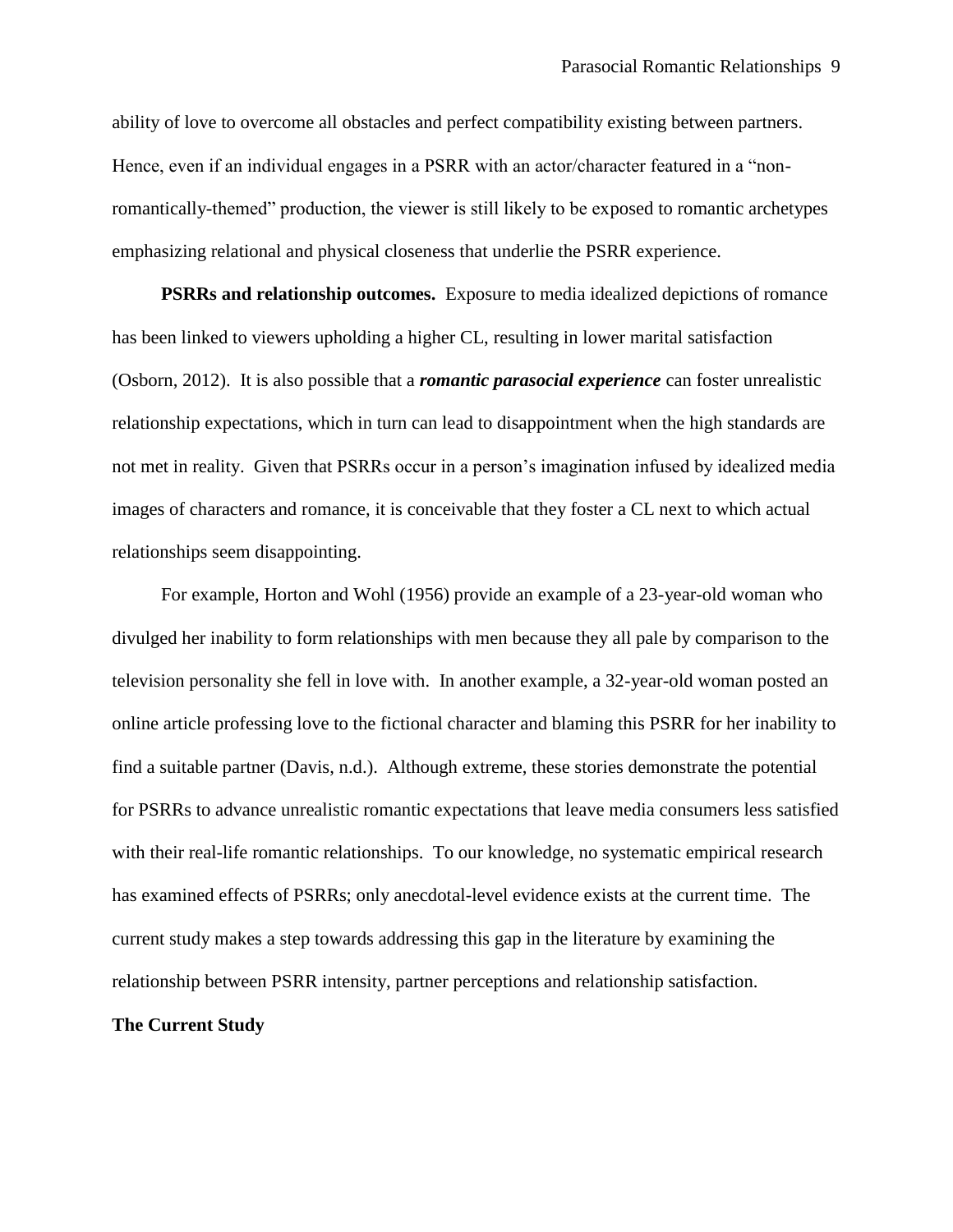ability of love to overcome all obstacles and perfect compatibility existing between partners. Hence, even if an individual engages in a PSRR with an actor/character featured in a "non-romantically-themed" production, the viewer is still likely to be exposed to romantic archetypes emphasizing relational and physical closeness that underlie the PSRR experience.

**PSRRs and relationship outcomes.** Exposure to media idealized depictions of romance has been linked to viewers upholding a higher CL, resulting in lower marital satisfaction (Osborn, 2012). It is also possible that a ***romantic parasocial experience*** can foster unrealistic relationship expectations, which in turn can lead to disappointment when the high standards are not met in reality. Given that PSRRs occur in a person's imagination infused by idealized media images of characters and romance, it is conceivable that they foster a CL next to which actual relationships seem disappointing.

For example, Horton and Wohl (1956) provide an example of a 23-year-old woman who divulged her inability to form relationships with men because they all pale by comparison to the television personality she fell in love with. In another example, a 32-year-old woman posted an online article professing love to the fictional character and blaming this PSRR for her inability to find a suitable partner (Davis, n.d.). Although extreme, these stories demonstrate the potential for PSRRs to advance unrealistic romantic expectations that leave media consumers less satisfied with their real-life romantic relationships. To our knowledge, no systematic empirical research has examined effects of PSRRs; only anecdotal-level evidence exists at the current time. The current study makes a step towards addressing this gap in the literature by examining the relationship between PSRR intensity, partner perceptions and relationship satisfaction.

## The Current Study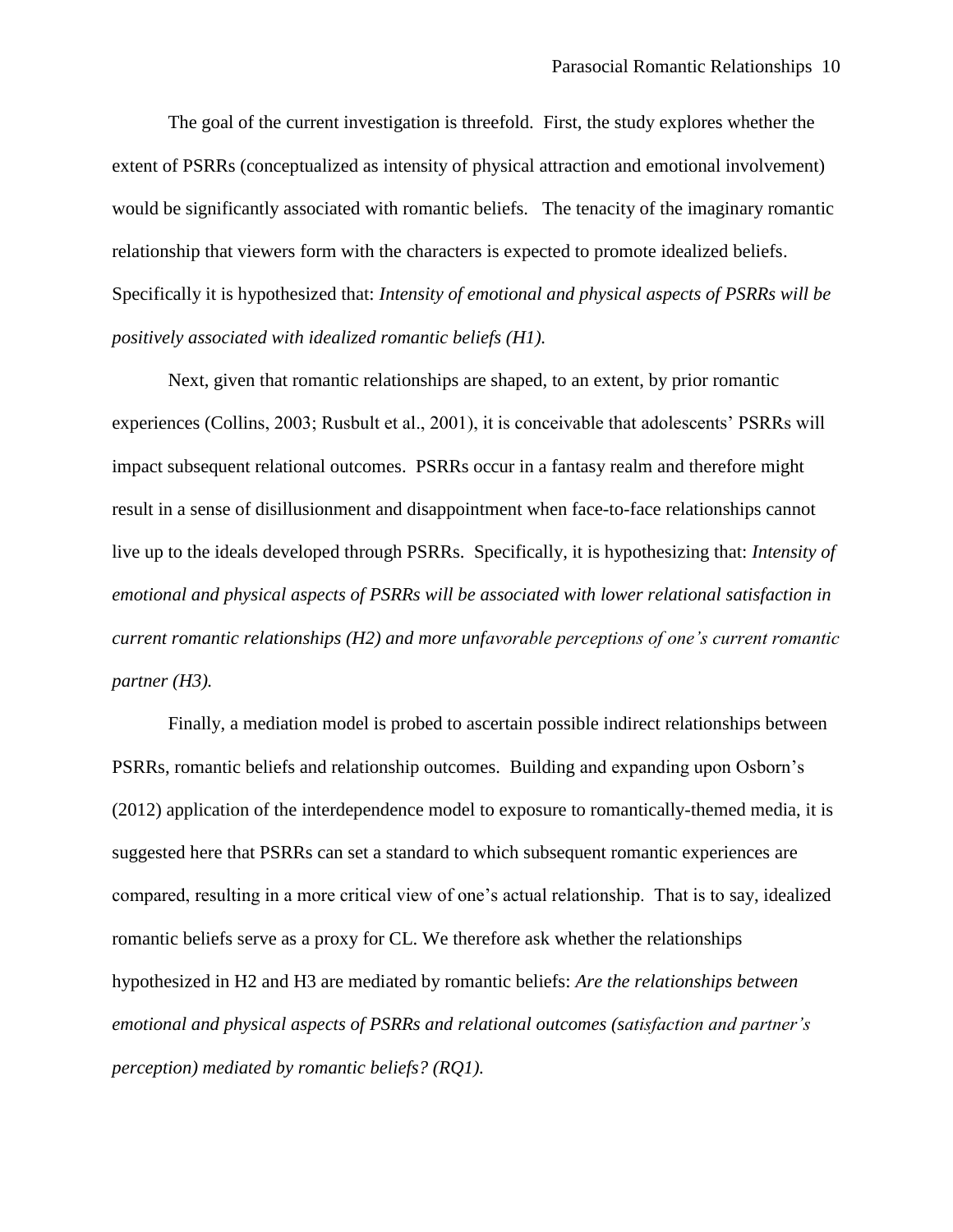The goal of the current investigation is threefold. First, the study explores whether the extent of PSRRs (conceptualized as intensity of physical attraction and emotional involvement) would be significantly associated with romantic beliefs. The tenacity of the imaginary romantic relationship that viewers form with the characters is expected to promote idealized beliefs. Specifically it is hypothesized that: *Intensity of emotional and physical aspects of PSRRs will be positively associated with idealized romantic beliefs (H1).*

Next, given that romantic relationships are shaped, to an extent, by prior romantic experiences (Collins, 2003; Rusbult et al., 2001), it is conceivable that adolescents' PSRRs will impact subsequent relational outcomes. PSRRs occur in a fantasy realm and therefore might result in a sense of disillusionment and disappointment when face-to-face relationships cannot live up to the ideals developed through PSRRs. Specifically, it is hypothesizing that: *Intensity of emotional and physical aspects of PSRRs will be associated with lower relational satisfaction in current romantic relationships (H2) and more unfavorable perceptions of one's current romantic partner (H3).*

Finally, a mediation model is probed to ascertain possible indirect relationships between PSRRs, romantic beliefs and relationship outcomes. Building and expanding upon Osborn's (2012) application of the interdependence model to exposure to romantically-themed media, it is suggested here that PSRRs can set a standard to which subsequent romantic experiences are compared, resulting in a more critical view of one's actual relationship. That is to say, idealized romantic beliefs serve as a proxy for CL. We therefore ask whether the relationships hypothesized in H2 and H3 are mediated by romantic beliefs: *Are the relationships between emotional and physical aspects of PSRRs and relational outcomes (satisfaction and partner's perception) mediated by romantic beliefs? (RQ1).*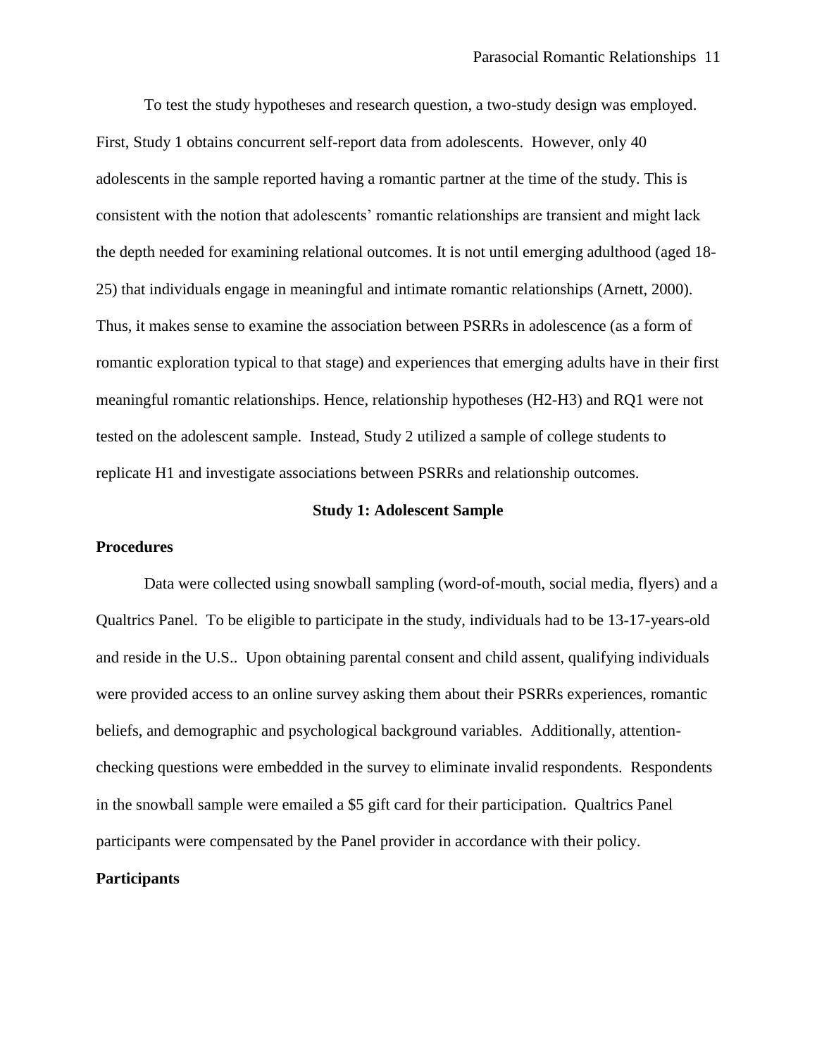To test the study hypotheses and research question, a two-study design was employed. First, Study 1 obtains concurrent self-report data from adolescents. However, only 40 adolescents in the sample reported having a romantic partner at the time of the study. This is consistent with the notion that adolescents' romantic relationships are transient and might lack the depth needed for examining relational outcomes. It is not until emerging adulthood (aged 18-25) that individuals engage in meaningful and intimate romantic relationships (Arnett, 2000). Thus, it makes sense to examine the association between PSRRs in adolescence (as a form of romantic exploration typical to that stage) and experiences that emerging adults have in their first meaningful romantic relationships. Hence, relationship hypotheses (H2-H3) and RQ1 were not tested on the adolescent sample. Instead, Study 2 utilized a sample of college students to replicate H1 and investigate associations between PSRRs and relationship outcomes.

## Study 1: Adolescent Sample

### Procedures

Data were collected using snowball sampling (word-of-mouth, social media, flyers) and a Qualtrics Panel. To be eligible to participate in the study, individuals had to be 13-17-years-old and reside in the U.S.. Upon obtaining parental consent and child assent, qualifying individuals were provided access to an online survey asking them about their PSRRs experiences, romantic beliefs, and demographic and psychological background variables. Additionally, attention-checking questions were embedded in the survey to eliminate invalid respondents. Respondents in the snowball sample were emailed a $5 gift card for their participation. Qualtrics Panel participants were compensated by the Panel provider in accordance with their policy.

### Participants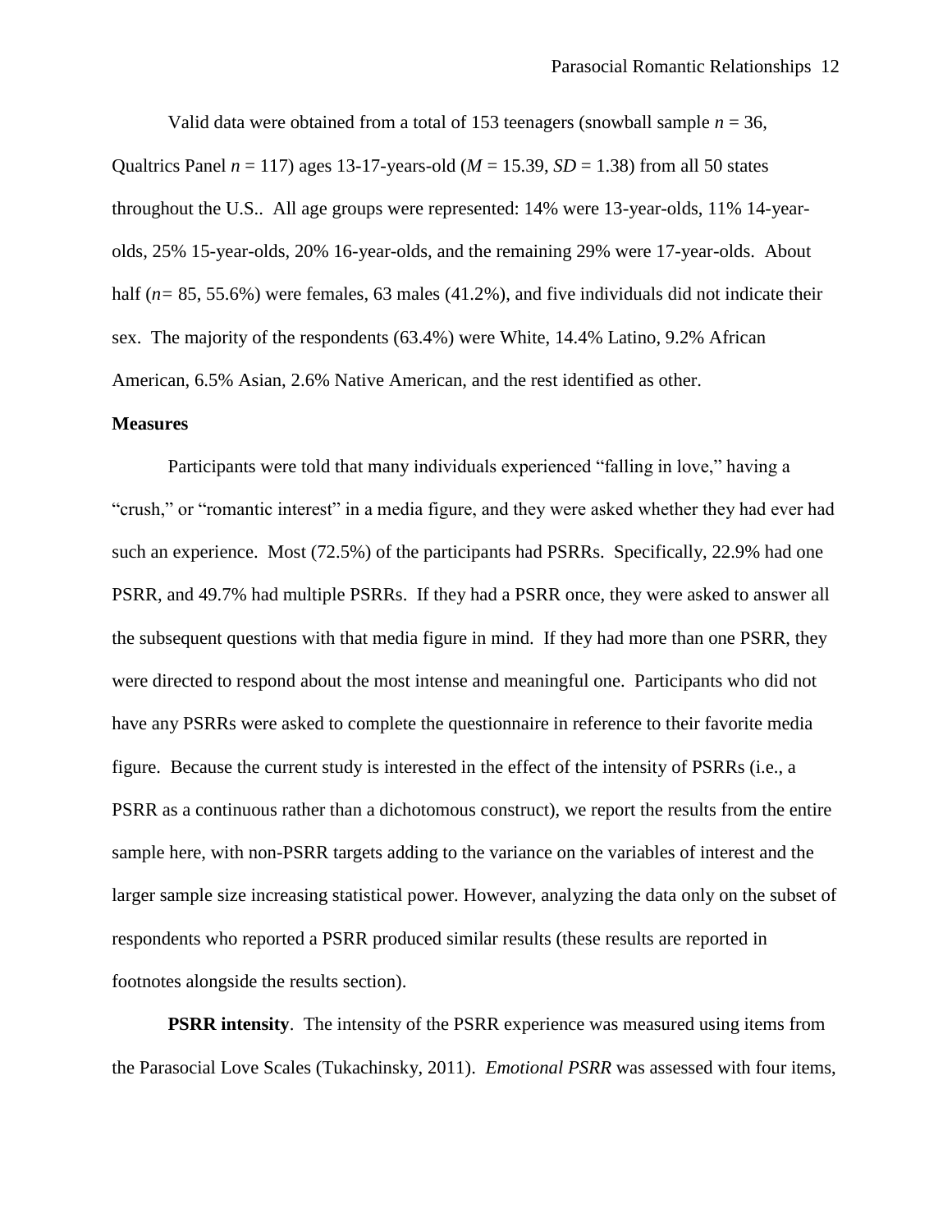Valid data were obtained from a total of 153 teenagers (snowball sample $n$ = 36, Qualtrics Panel $n$ = 117) ages 13-17-years-old ($M$ = 15.39, $SD$ = 1.38) from all 50 states throughout the U.S.. All age groups were represented: 14% were 13-year-olds, 11% 14-year-olds, 25% 15-year-olds, 20% 16-year-olds, and the remaining 29% were 17-year-olds. About half ($n$= 85, 55.6%) were females, 63 males (41.2%), and five individuals did not indicate their sex. The majority of the respondents (63.4%) were White, 14.4% Latino, 9.2% African American, 6.5% Asian, 2.6% Native American, and the rest identified as other.

**Measures**

Participants were told that many individuals experienced "falling in love," having a "crush," or "romantic interest" in a media figure, and they were asked whether they had ever had such an experience. Most (72.5%) of the participants had PSRRs. Specifically, 22.9% had one PSRR, and 49.7% had multiple PSRRs. If they had a PSRR once, they were asked to answer all the subsequent questions with that media figure in mind. If they had more than one PSRR, they were directed to respond about the most intense and meaningful one. Participants who did not have any PSRRs were asked to complete the questionnaire in reference to their favorite media figure. Because the current study is interested in the effect of the intensity of PSRRs (i.e., a PSRR as a continuous rather than a dichotomous construct), we report the results from the entire sample here, with non-PSRR targets adding to the variance on the variables of interest and the larger sample size increasing statistical power. However, analyzing the data only on the subset of respondents who reported a PSRR produced similar results (these results are reported in footnotes alongside the results section).

**PSRR intensity**. The intensity of the PSRR experience was measured using items from the Parasocial Love Scales (Tukachinsky, 2011). *Emotional PSRR* was assessed with four items,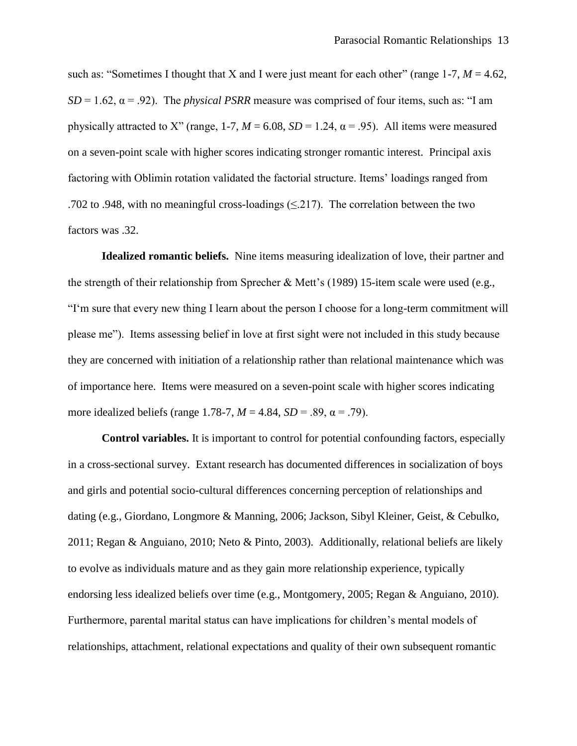such as: "Sometimes I thought that X and I were just meant for each other" (range 1-7, $M = 4.62$, $SD = 1.62$, $\alpha = .92$). The *physical PSRR* measure was comprised of four items, such as: "I am physically attracted to X" (range, 1-7, $M = 6.08$, $SD = 1.24$, $\alpha = .95$). All items were measured on a seven-point scale with higher scores indicating stronger romantic interest. Principal axis factoring with Oblimin rotation validated the factorial structure. Items' loadings ranged from .702 to .948, with no meaningful cross-loadings ($\leq .217$). The correlation between the two factors was .32.

**Idealized romantic beliefs.** Nine items measuring idealization of love, their partner and the strength of their relationship from Sprecher & Mett's (1989) 15-item scale were used (e.g., "I'm sure that every new thing I learn about the person I choose for a long-term commitment will please me"). Items assessing belief in love at first sight were not included in this study because they are concerned with initiation of a relationship rather than relational maintenance which was of importance here. Items were measured on a seven-point scale with higher scores indicating more idealized beliefs (range 1.78-7, $M = 4.84$, $SD = .89$, $\alpha = .79$).

**Control variables.** It is important to control for potential confounding factors, especially in a cross-sectional survey. Extant research has documented differences in socialization of boys and girls and potential socio-cultural differences concerning perception of relationships and dating (e.g., Giordano, Longmore & Manning, 2006; Jackson, Sibyl Kleiner, Geist, & Cebulko, 2011; Regan & Anguiano, 2010; Neto & Pinto, 2003). Additionally, relational beliefs are likely to evolve as individuals mature and as they gain more relationship experience, typically endorsing less idealized beliefs over time (e.g., Montgomery, 2005; Regan & Anguiano, 2010). Furthermore, parental marital status can have implications for children's mental models of relationships, attachment, relational expectations and quality of their own subsequent romantic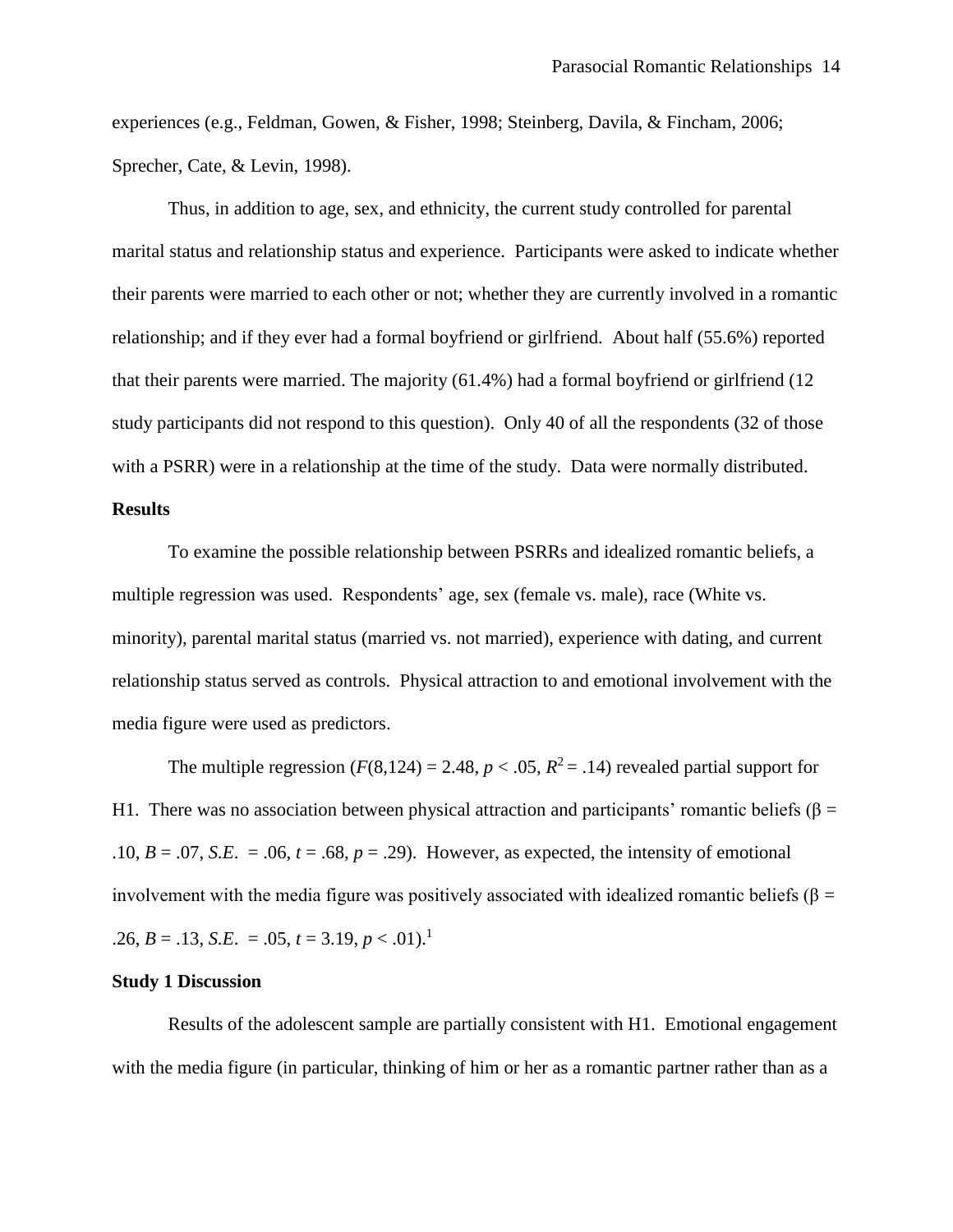experiences (e.g., Feldman, Gowen, & Fisher, 1998; Steinberg, Davila, & Fincham, 2006; Sprecher, Cate, & Levin, 1998).

Thus, in addition to age, sex, and ethnicity, the current study controlled for parental marital status and relationship status and experience. Participants were asked to indicate whether their parents were married to each other or not; whether they are currently involved in a romantic relationship; and if they ever had a formal boyfriend or girlfriend. About half (55.6%) reported that their parents were married. The majority (61.4%) had a formal boyfriend or girlfriend (12 study participants did not respond to this question). Only 40 of all the respondents (32 of those with a PSRR) were in a relationship at the time of the study. Data were normally distributed.

**Results**

To examine the possible relationship between PSRRs and idealized romantic beliefs, a multiple regression was used. Respondents' age, sex (female vs. male), race (White vs. minority), parental marital status (married vs. not married), experience with dating, and current relationship status served as controls. Physical attraction to and emotional involvement with the media figure were used as predictors.

The multiple regression ($F(8,124) = 2.48$, $p < .05$, $R^2 = .14$) revealed partial support for H1. There was no association between physical attraction and participants' romantic beliefs ($\beta = .10$, $B = .07$, $S.E. = .06$, $t = .68$, $p = .29$). However, as expected, the intensity of emotional involvement with the media figure was positively associated with idealized romantic beliefs ($\beta = .26$, $B = .13$, $S.E. = .05$, $t = 3.19$, $p < .01$).[1]

**Study 1 Discussion**

Results of the adolescent sample are partially consistent with H1. Emotional engagement with the media figure (in particular, thinking of him or her as a romantic partner rather than as a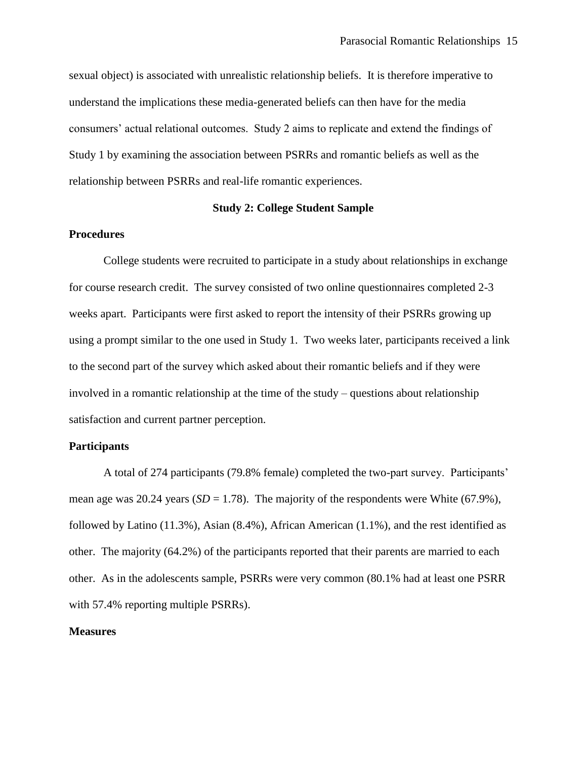sexual object) is associated with unrealistic relationship beliefs. It is therefore imperative to understand the implications these media-generated beliefs can then have for the media consumers' actual relational outcomes. Study 2 aims to replicate and extend the findings of Study 1 by examining the association between PSRRs and romantic beliefs as well as the relationship between PSRRs and real-life romantic experiences.

## Study 2: College Student Sample

### Procedures

College students were recruited to participate in a study about relationships in exchange for course research credit. The survey consisted of two online questionnaires completed 2-3 weeks apart. Participants were first asked to report the intensity of their PSRRs growing up using a prompt similar to the one used in Study 1. Two weeks later, participants received a link to the second part of the survey which asked about their romantic beliefs and if they were involved in a romantic relationship at the time of the study – questions about relationship satisfaction and current partner perception.

### Participants

A total of 274 participants (79.8% female) completed the two-part survey. Participants' mean age was 20.24 years (*SD* = 1.78). The majority of the respondents were White (67.9%), followed by Latino (11.3%), Asian (8.4%), African American (1.1%), and the rest identified as other. The majority (64.2%) of the participants reported that their parents are married to each other. As in the adolescents sample, PSRRs were very common (80.1% had at least one PSRR with 57.4% reporting multiple PSRRs).

### Measures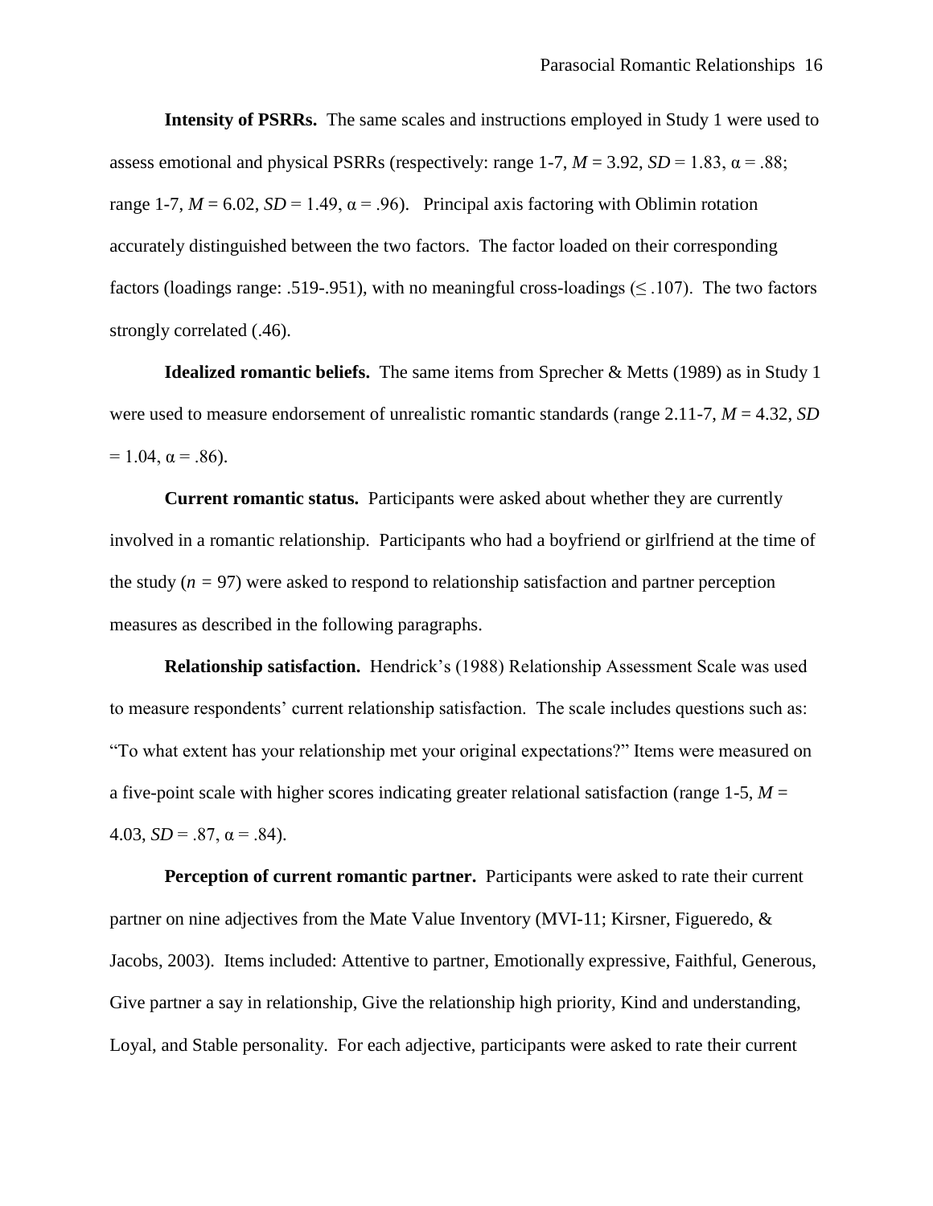**Intensity of PSRRs.** The same scales and instructions employed in Study 1 were used to assess emotional and physical PSRRs (respectively: range 1-7, $M$ = 3.92, $SD$ = 1.83, $\alpha$ = .88; range 1-7, $M$ = 6.02, $SD$ = 1.49, $\alpha$ = .96). Principal axis factoring with Oblimin rotation accurately distinguished between the two factors. The factor loaded on their corresponding factors (loadings range: .519-.951), with no meaningful cross-loadings ($\leq$ .107). The two factors strongly correlated (.46).

**Idealized romantic beliefs.** The same items from Sprecher & Metts (1989) as in Study 1 were used to measure endorsement of unrealistic romantic standards (range 2.11-7, $M$ = 4.32, $SD$ = 1.04, $\alpha$ = .86).

**Current romantic status.** Participants were asked about whether they are currently involved in a romantic relationship. Participants who had a boyfriend or girlfriend at the time of the study ($n$ = 97) were asked to respond to relationship satisfaction and partner perception measures as described in the following paragraphs.

**Relationship satisfaction.** Hendrick's (1988) Relationship Assessment Scale was used to measure respondents' current relationship satisfaction. The scale includes questions such as: "To what extent has your relationship met your original expectations?" Items were measured on a five-point scale with higher scores indicating greater relational satisfaction (range 1-5, $M$ = 4.03, $SD$ = .87, $\alpha$ = .84).

**Perception of current romantic partner.** Participants were asked to rate their current partner on nine adjectives from the Mate Value Inventory (MVI-11; Kirsner, Figueredo, & Jacobs, 2003). Items included: Attentive to partner, Emotionally expressive, Faithful, Generous, Give partner a say in relationship, Give the relationship high priority, Kind and understanding, Loyal, and Stable personality. For each adjective, participants were asked to rate their current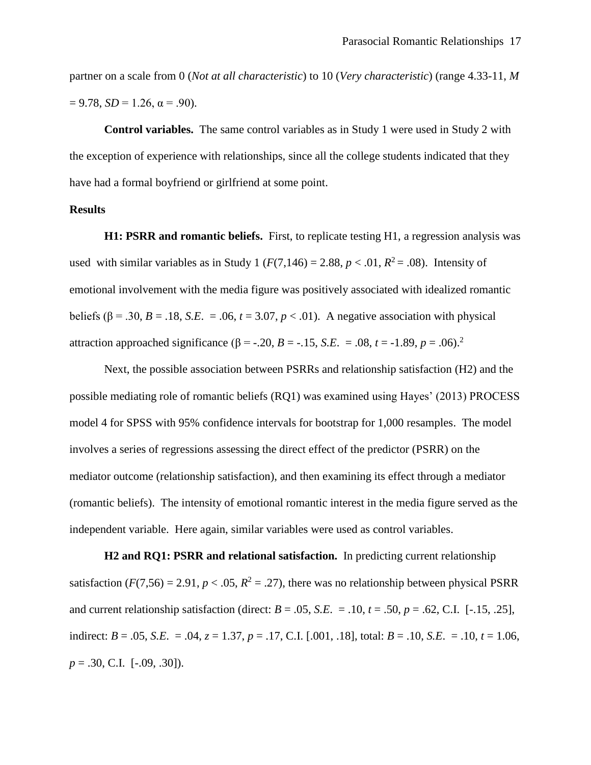partner on a scale from 0 (*Not at all characteristic*) to 10 (*Very characteristic*) (range 4.33-11, $M = 9.78$, $SD = 1.26$, $\alpha = .90$).

**Control variables.** The same control variables as in Study 1 were used in Study 2 with the exception of experience with relationships, since all the college students indicated that they have had a formal boyfriend or girlfriend at some point.

**Results**

**H1: PSRR and romantic beliefs.** First, to replicate testing H1, a regression analysis was used with similar variables as in Study 1 ($F(7,146) = 2.88$, $p < .01$, $R^2 = .08$). Intensity of emotional involvement with the media figure was positively associated with idealized romantic beliefs ($\beta = .30$, $B = .18$, $S.E. = .06$, $t = 3.07$, $p < .01$). A negative association with physical attraction approached significance ($\beta = -.20$, $B = -.15$, $S.E. = .08$, $t = -1.89$, $p = .06$).[2]

Next, the possible association between PSRRs and relationship satisfaction (H2) and the possible mediating role of romantic beliefs (RQ1) was examined using Hayes' (2013) PROCESS model 4 for SPSS with 95% confidence intervals for bootstrap for 1,000 resamples. The model involves a series of regressions assessing the direct effect of the predictor (PSRR) on the mediator outcome (relationship satisfaction), and then examining its effect through a mediator (romantic beliefs). The intensity of emotional romantic interest in the media figure served as the independent variable. Here again, similar variables were used as control variables.

**H2 and RQ1: PSRR and relational satisfaction.** In predicting current relationship satisfaction ($F(7,56) = 2.91$, $p < .05$, $R^2 = .27$), there was no relationship between physical PSRR and current relationship satisfaction (direct: $B = .05$, $S.E. = .10$, $t = .50$, $p = .62$, C.I. [-.15, .25], indirect: $B = .05$, $S.E. = .04$, $z = 1.37$, $p = .17$, C.I. [.001, .18], total: $B = .10$, $S.E. = .10$, $t = 1.06$, $p = .30$, C.I. [-.09, .30]).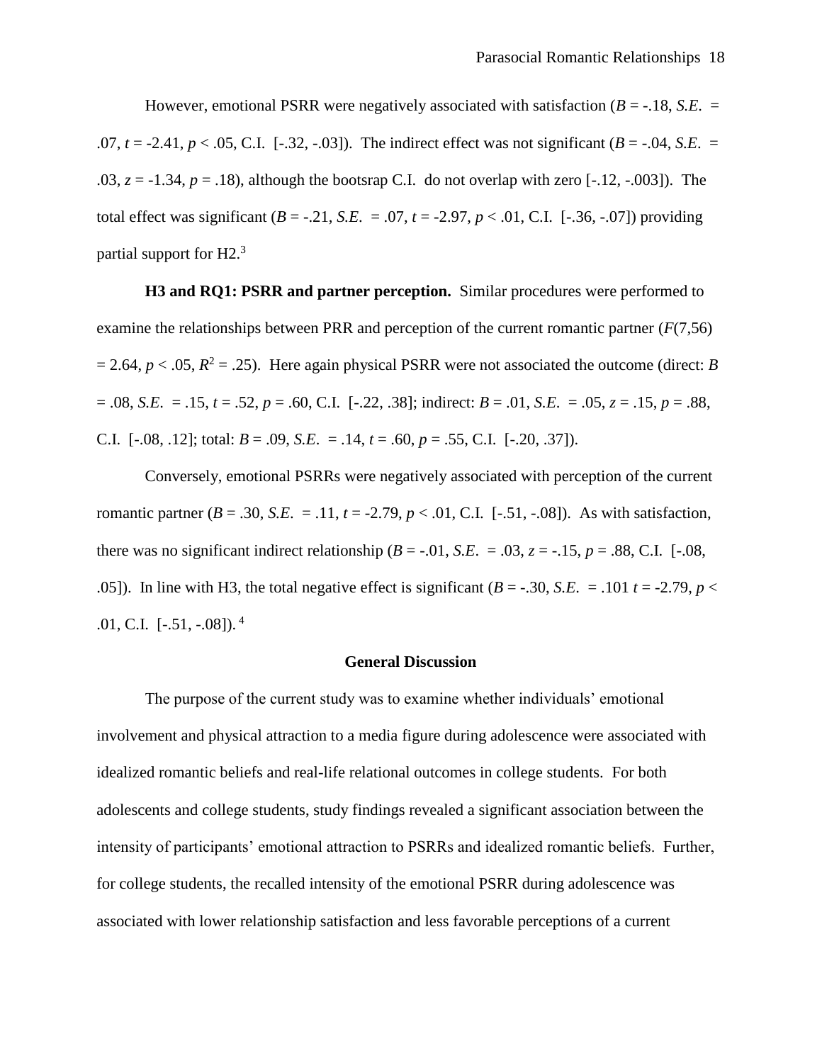However, emotional PSRR were negatively associated with satisfaction ($B = -.18$, *S.E.* $= .07$, $t = -2.41$, $p < .05$, C.I. [-.32, -.03]). The indirect effect was not significant ($B = -.04$, *S.E.* $= .03$, $z = -1.34$, $p = .18$), although the bootsrap C.I. do not overlap with zero [-.12, -.003]). The total effect was significant ($B = -.21$, *S.E.* $= .07$, $t = -2.97$, $p < .01$, C.I. [-.36, -.07]) providing partial support for H2.[3]

**H3 and RQ1: PSRR and partner perception.** Similar procedures were performed to examine the relationships between PRR and perception of the current romantic partner ($F(7,56) = 2.64$, $p < .05$, $R^2 = .25$). Here again physical PSRR were not associated the outcome (direct: $B = .08$, *S.E.* $= .15$, $t = .52$, $p = .60$, C.I. [-.22, .38]; indirect: $B = .01$, *S.E.* $= .05$, $z = .15$, $p = .88$, C.I. [-.08, .12]; total: $B = .09$, *S.E.* $= .14$, $t = .60$, $p = .55$, C.I. [-.20, .37]).

Conversely, emotional PSRRs were negatively associated with perception of the current romantic partner ($B = .30$, *S.E.* $= .11$, $t = -2.79$, $p < .01$, C.I. [-.51, -.08]). As with satisfaction, there was no significant indirect relationship ($B = -.01$, *S.E.* $= .03$, $z = -.15$, $p = .88$, C.I. [-.08, .05]). In line with H3, the total negative effect is significant ($B = -.30$, *S.E.* $= .101$ $t = -2.79$, $p < .01$, C.I. [-.51, -.08]).[4]

## General Discussion

The purpose of the current study was to examine whether individuals' emotional involvement and physical attraction to a media figure during adolescence were associated with idealized romantic beliefs and real-life relational outcomes in college students. For both adolescents and college students, study findings revealed a significant association between the intensity of participants' emotional attraction to PSRRs and idealized romantic beliefs. Further, for college students, the recalled intensity of the emotional PSRR during adolescence was associated with lower relationship satisfaction and less favorable perceptions of a current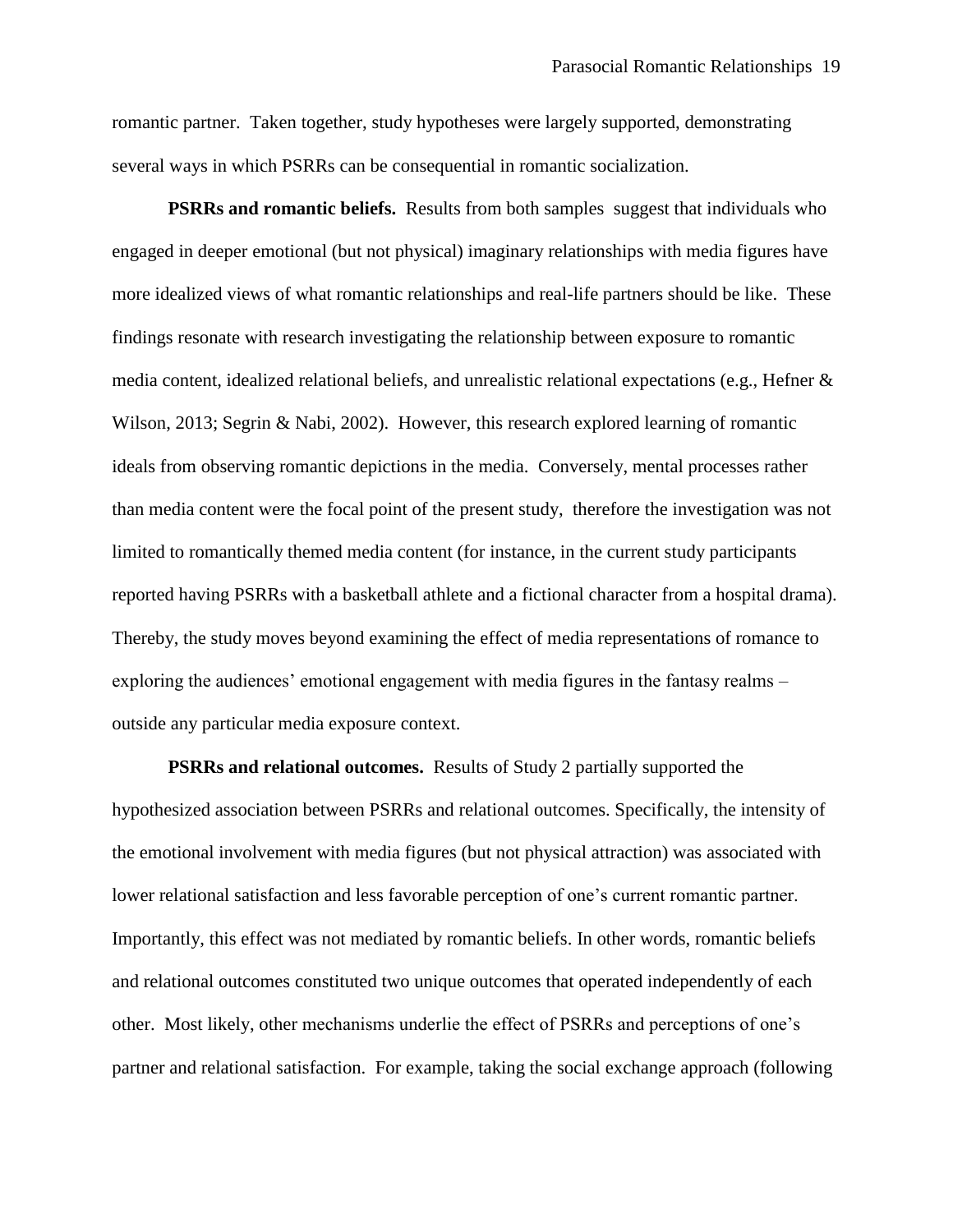romantic partner. Taken together, study hypotheses were largely supported, demonstrating several ways in which PSRRs can be consequential in romantic socialization.

**PSRRs and romantic beliefs.** Results from both samples suggest that individuals who engaged in deeper emotional (but not physical) imaginary relationships with media figures have more idealized views of what romantic relationships and real-life partners should be like. These findings resonate with research investigating the relationship between exposure to romantic media content, idealized relational beliefs, and unrealistic relational expectations (e.g., Hefner & Wilson, 2013; Segrin & Nabi, 2002). However, this research explored learning of romantic ideals from observing romantic depictions in the media. Conversely, mental processes rather than media content were the focal point of the present study, therefore the investigation was not limited to romantically themed media content (for instance, in the current study participants reported having PSRRs with a basketball athlete and a fictional character from a hospital drama). Thereby, the study moves beyond examining the effect of media representations of romance to exploring the audiences' emotional engagement with media figures in the fantasy realms – outside any particular media exposure context.

**PSRRs and relational outcomes.** Results of Study 2 partially supported the hypothesized association between PSRRs and relational outcomes. Specifically, the intensity of the emotional involvement with media figures (but not physical attraction) was associated with lower relational satisfaction and less favorable perception of one's current romantic partner. Importantly, this effect was not mediated by romantic beliefs. In other words, romantic beliefs and relational outcomes constituted two unique outcomes that operated independently of each other. Most likely, other mechanisms underlie the effect of PSRRs and perceptions of one's partner and relational satisfaction. For example, taking the social exchange approach (following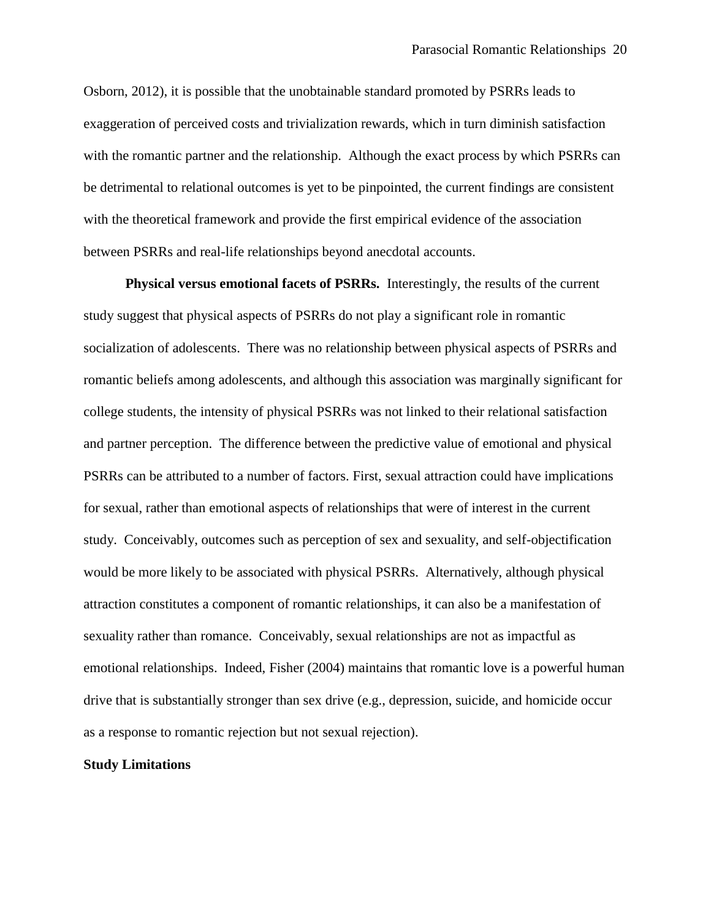Osborn, 2012), it is possible that the unobtainable standard promoted by PSRRs leads to exaggeration of perceived costs and trivialization rewards, which in turn diminish satisfaction with the romantic partner and the relationship. Although the exact process by which PSRRs can be detrimental to relational outcomes is yet to be pinpointed, the current findings are consistent with the theoretical framework and provide the first empirical evidence of the association between PSRRs and real-life relationships beyond anecdotal accounts.

**Physical versus emotional facets of PSRRs.** Interestingly, the results of the current study suggest that physical aspects of PSRRs do not play a significant role in romantic socialization of adolescents. There was no relationship between physical aspects of PSRRs and romantic beliefs among adolescents, and although this association was marginally significant for college students, the intensity of physical PSRRs was not linked to their relational satisfaction and partner perception. The difference between the predictive value of emotional and physical PSRRs can be attributed to a number of factors. First, sexual attraction could have implications for sexual, rather than emotional aspects of relationships that were of interest in the current study. Conceivably, outcomes such as perception of sex and sexuality, and self-objectification would be more likely to be associated with physical PSRRs. Alternatively, although physical attraction constitutes a component of romantic relationships, it can also be a manifestation of sexuality rather than romance. Conceivably, sexual relationships are not as impactful as emotional relationships. Indeed, Fisher (2004) maintains that romantic love is a powerful human drive that is substantially stronger than sex drive (e.g., depression, suicide, and homicide occur as a response to romantic rejection but not sexual rejection).

## Study Limitations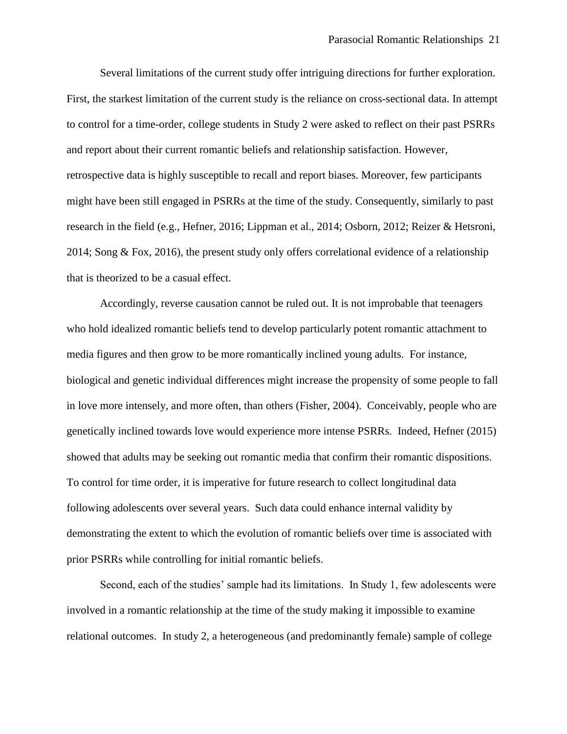Several limitations of the current study offer intriguing directions for further exploration. First, the starkest limitation of the current study is the reliance on cross-sectional data. In attempt to control for a time-order, college students in Study 2 were asked to reflect on their past PSRRs and report about their current romantic beliefs and relationship satisfaction. However, retrospective data is highly susceptible to recall and report biases. Moreover, few participants might have been still engaged in PSRRs at the time of the study. Consequently, similarly to past research in the field (e.g., Hefner, 2016; Lippman et al., 2014; Osborn, 2012; Reizer & Hetsroni, 2014; Song & Fox, 2016), the present study only offers correlational evidence of a relationship that is theorized to be a casual effect.

Accordingly, reverse causation cannot be ruled out. It is not improbable that teenagers who hold idealized romantic beliefs tend to develop particularly potent romantic attachment to media figures and then grow to be more romantically inclined young adults. For instance, biological and genetic individual differences might increase the propensity of some people to fall in love more intensely, and more often, than others (Fisher, 2004). Conceivably, people who are genetically inclined towards love would experience more intense PSRRs. Indeed, Hefner (2015) showed that adults may be seeking out romantic media that confirm their romantic dispositions. To control for time order, it is imperative for future research to collect longitudinal data following adolescents over several years. Such data could enhance internal validity by demonstrating the extent to which the evolution of romantic beliefs over time is associated with prior PSRRs while controlling for initial romantic beliefs.

Second, each of the studies' sample had its limitations. In Study 1, few adolescents were involved in a romantic relationship at the time of the study making it impossible to examine relational outcomes. In study 2, a heterogeneous (and predominantly female) sample of college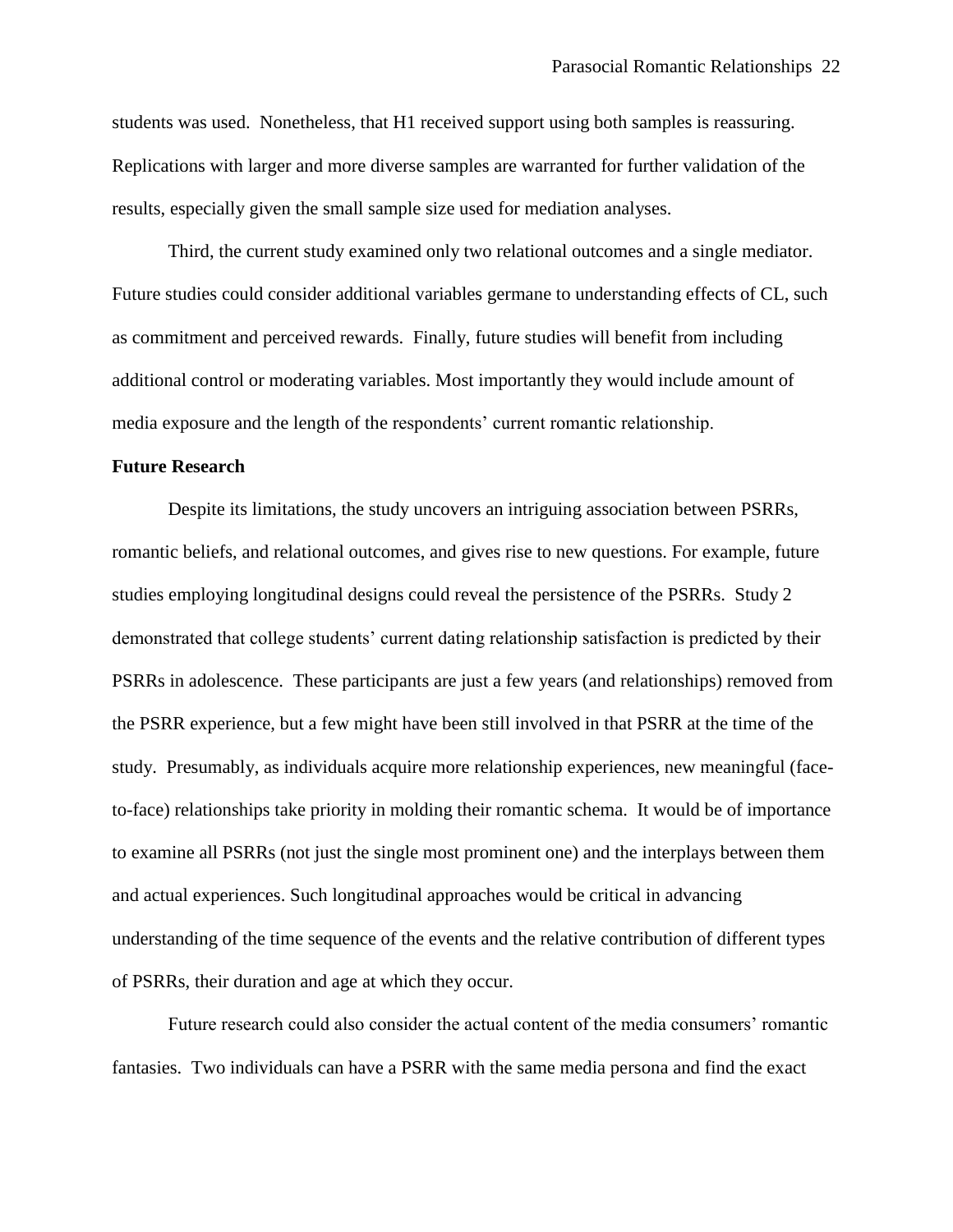students was used. Nonetheless, that H1 received support using both samples is reassuring. Replications with larger and more diverse samples are warranted for further validation of the results, especially given the small sample size used for mediation analyses.

Third, the current study examined only two relational outcomes and a single mediator. Future studies could consider additional variables germane to understanding effects of CL, such as commitment and perceived rewards. Finally, future studies will benefit from including additional control or moderating variables. Most importantly they would include amount of media exposure and the length of the respondents' current romantic relationship.

**Future Research**

Despite its limitations, the study uncovers an intriguing association between PSRRs, romantic beliefs, and relational outcomes, and gives rise to new questions. For example, future studies employing longitudinal designs could reveal the persistence of the PSRRs. Study 2 demonstrated that college students' current dating relationship satisfaction is predicted by their PSRRs in adolescence. These participants are just a few years (and relationships) removed from the PSRR experience, but a few might have been still involved in that PSRR at the time of the study. Presumably, as individuals acquire more relationship experiences, new meaningful (face-to-face) relationships take priority in molding their romantic schema. It would be of importance to examine all PSRRs (not just the single most prominent one) and the interplays between them and actual experiences. Such longitudinal approaches would be critical in advancing understanding of the time sequence of the events and the relative contribution of different types of PSRRs, their duration and age at which they occur.

Future research could also consider the actual content of the media consumers' romantic fantasies. Two individuals can have a PSRR with the same media persona and find the exact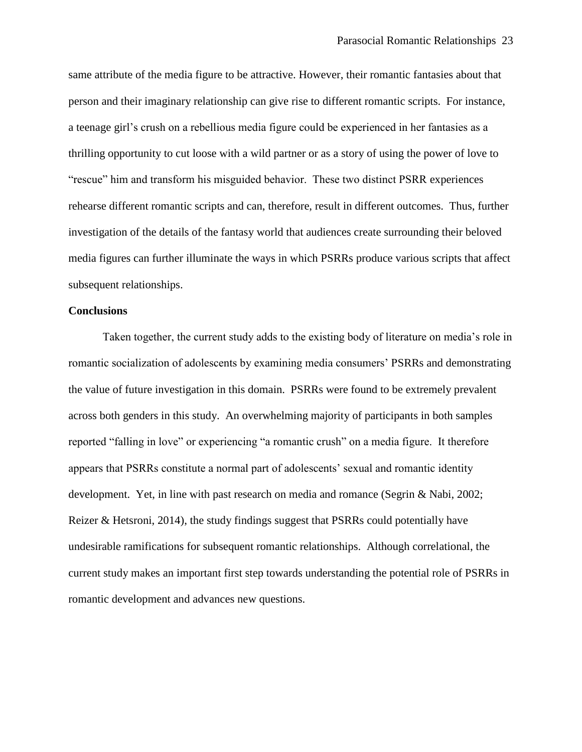same attribute of the media figure to be attractive. However, their romantic fantasies about that person and their imaginary relationship can give rise to different romantic scripts. For instance, a teenage girl's crush on a rebellious media figure could be experienced in her fantasies as a thrilling opportunity to cut loose with a wild partner or as a story of using the power of love to "rescue" him and transform his misguided behavior. These two distinct PSRR experiences rehearse different romantic scripts and can, therefore, result in different outcomes. Thus, further investigation of the details of the fantasy world that audiences create surrounding their beloved media figures can further illuminate the ways in which PSRRs produce various scripts that affect subsequent relationships.

**Conclusions**

Taken together, the current study adds to the existing body of literature on media's role in romantic socialization of adolescents by examining media consumers' PSRRs and demonstrating the value of future investigation in this domain. PSRRs were found to be extremely prevalent across both genders in this study. An overwhelming majority of participants in both samples reported "falling in love" or experiencing "a romantic crush" on a media figure. It therefore appears that PSRRs constitute a normal part of adolescents' sexual and romantic identity development. Yet, in line with past research on media and romance (Segrin & Nabi, 2002; Reizer & Hetsroni, 2014), the study findings suggest that PSRRs could potentially have undesirable ramifications for subsequent romantic relationships. Although correlational, the current study makes an important first step towards understanding the potential role of PSRRs in romantic development and advances new questions.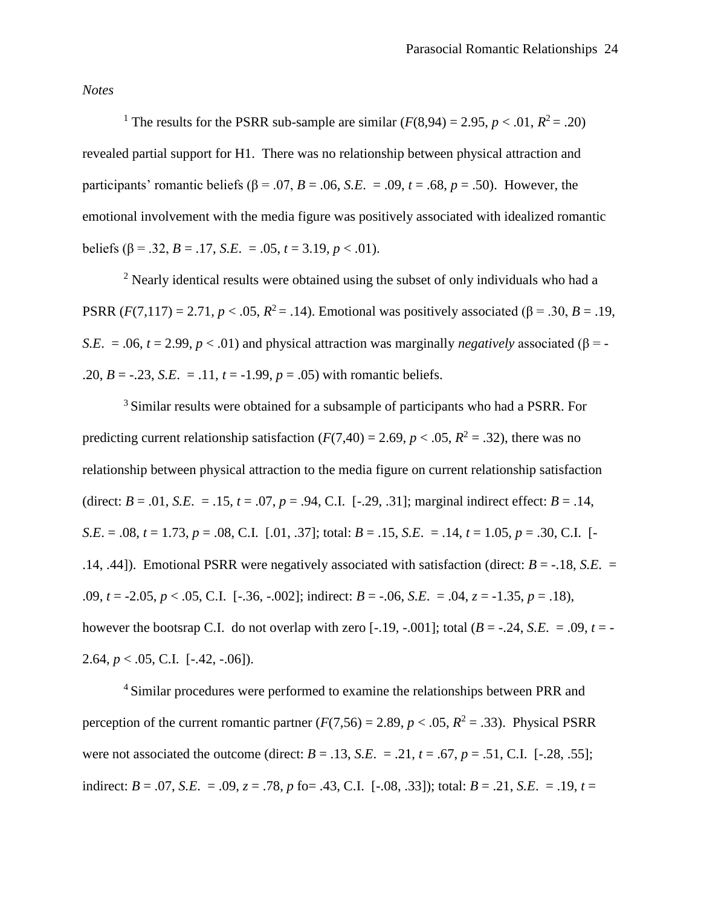*Notes*

[1] The results for the PSRR sub-sample are similar ($F(8,94) = 2.95$, $p < .01$, $R^2 = .20$) revealed partial support for H1. There was no relationship between physical attraction and participants' romantic beliefs (β = .07, *B* = .06, *S.E.* = .09, *t* = .68, *p* = .50). However, the emotional involvement with the media figure was positively associated with idealized romantic beliefs (β = .32, *B* = .17, *S.E.* = .05, *t* = 3.19, $p < .01$).

[2] Nearly identical results were obtained using the subset of only individuals who had a PSRR ($F(7,117) = 2.71$, $p < .05$, $R^2 = .14$). Emotional was positively associated (β = .30, *B* = .19, *S.E.* = .06, *t* = 2.99, $p < .01$) and physical attraction was marginally *negatively* associated (β = -.20, *B* = -.23, *S.E.* = .11, *t* = -1.99, *p* = .05) with romantic beliefs.

[3] Similar results were obtained for a subsample of participants who had a PSRR. For predicting current relationship satisfaction ($F(7,40) = 2.69$, $p < .05$, $R^2 = .32$), there was no relationship between physical attraction to the media figure on current relationship satisfaction (direct: *B* = .01, *S.E.* = .15, *t* = .07, *p* = .94, C.I. [-.29, .31]; marginal indirect effect: *B* = .14, *S.E.* = .08, *t* = 1.73, *p* = .08, C.I. [.01, .37]; total: *B* = .15, *S.E.* = .14, *t* = 1.05, *p* = .30, C.I. [-.14, .44]). Emotional PSRR were negatively associated with satisfaction (direct: *B* = -.18, *S.E.* = .09, *t* = -2.05, $p < .05$, C.I. [-.36, -.002]; indirect: *B* = -.06, *S.E.* = .04, *z* = -1.35, *p* = .18), however the bootsrap C.I. do not overlap with zero [-.19, -.001]; total (*B* = -.24, *S.E.* = .09, *t* = -2.64, $p < .05$, C.I. [-.42, -.06]).

[4] Similar procedures were performed to examine the relationships between PRR and perception of the current romantic partner ($F(7,56) = 2.89$, $p < .05$, $R^2 = .33$). Physical PSRR were not associated the outcome (direct: *B* = .13, *S.E.* = .21, *t* = .67, *p* = .51, C.I. [-.28, .55]; indirect: *B* = .07, *S.E.* = .09, *z* = .78, *p* fo= .43, C.I. [-.08, .33]); total: *B* = .21, *S.E.* = .19, *t* =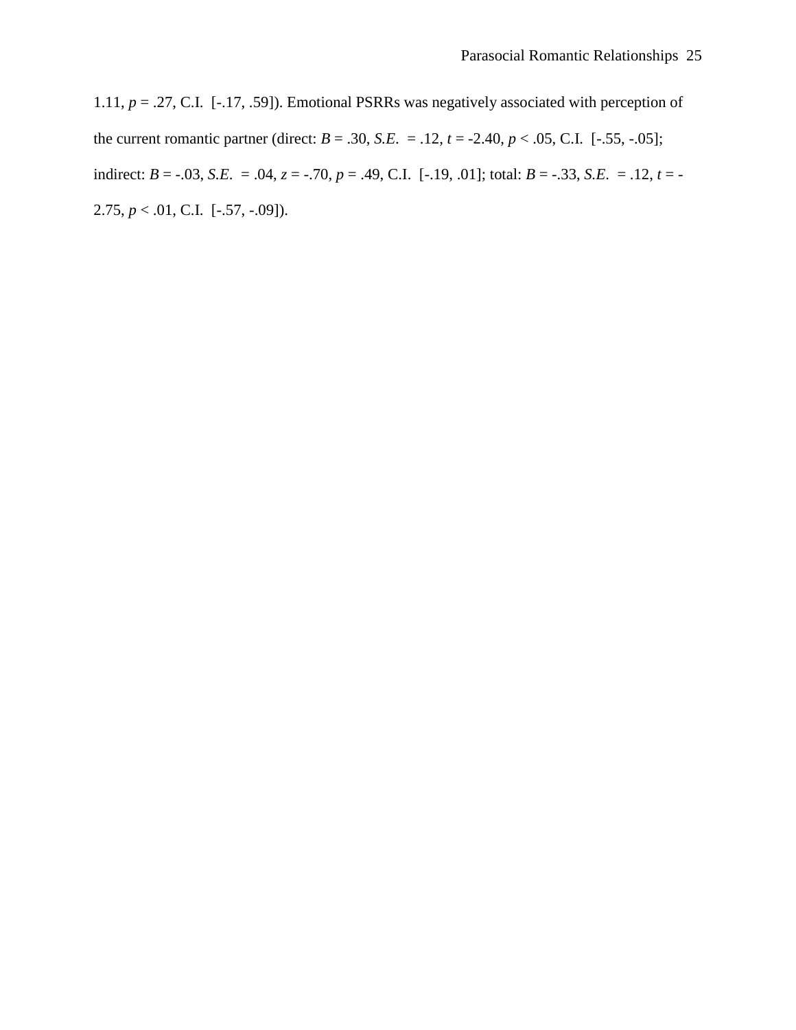1.11, $p = .27$, C.I. [-.17, .59]). Emotional PSRRs was negatively associated with perception of the current romantic partner (direct: $B = .30$, $S.E. = .12$, $t = -2.40$, $p < .05$, C.I. [-.55, -.05]; indirect: $B = -.03$, $S.E. = .04$, $z = -.70$, $p = .49$, C.I. [-.19, .01]; total: $B = -.33$, $S.E. = .12$, $t = -2.75$, $p < .01$, C.I. [-.57, -.09]).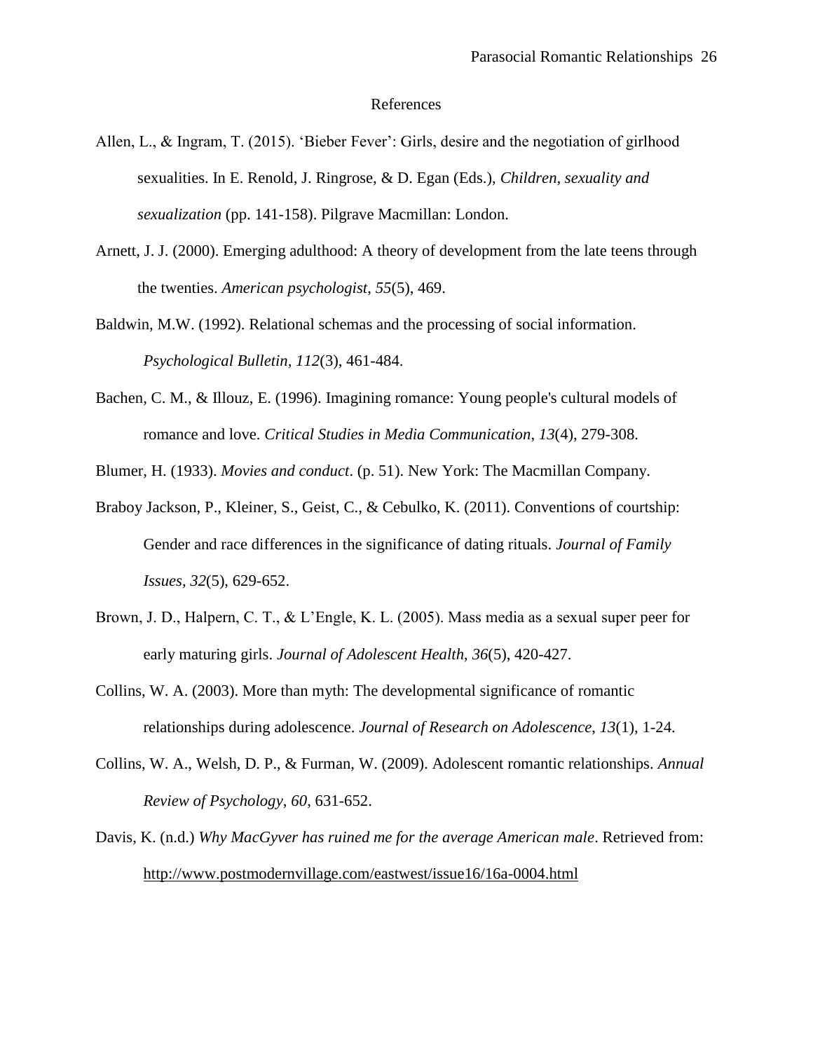# References

Allen, L., & Ingram, T. (2015). 'Bieber Fever': Girls, desire and the negotiation of girlhood sexualities. In E. Renold, J. Ringrose, & D. Egan (Eds.), *Children, sexuality and sexualization* (pp. 141-158). Pilgrave Macmillan: London.

Arnett, J. J. (2000). Emerging adulthood: A theory of development from the late teens through the twenties. *American psychologist*, *55*(5), 469.

Baldwin, M.W. (1992). Relational schemas and the processing of social information. *Psychological Bulletin, 112*(3), 461-484.

Bachen, C. M., & Illouz, E. (1996). Imagining romance: Young people's cultural models of romance and love. *Critical Studies in Media Communication*, *13*(4), 279-308.

Blumer, H. (1933). *Movies and conduct*. (p. 51). New York: The Macmillan Company.

Braboy Jackson, P., Kleiner, S., Geist, C., & Cebulko, K. (2011). Conventions of courtship: Gender and race differences in the significance of dating rituals. *Journal of Family Issues*, *32*(5), 629-652.

Brown, J. D., Halpern, C. T., & L'Engle, K. L. (2005). Mass media as a sexual super peer for early maturing girls. *Journal of Adolescent Health*, *36*(5), 420-427.

Collins, W. A. (2003). More than myth: The developmental significance of romantic relationships during adolescence. *Journal of Research on Adolescence*, *13*(1), 1-24.

Collins, W. A., Welsh, D. P., & Furman, W. (2009). Adolescent romantic relationships. *Annual Review of Psychology*, *60*, 631-652.

Davis, K. (n.d.) *Why MacGyver has ruined me for the average American male*. Retrieved from: http://www.postmodernvillage.com/eastwest/issue16/16a-0004.html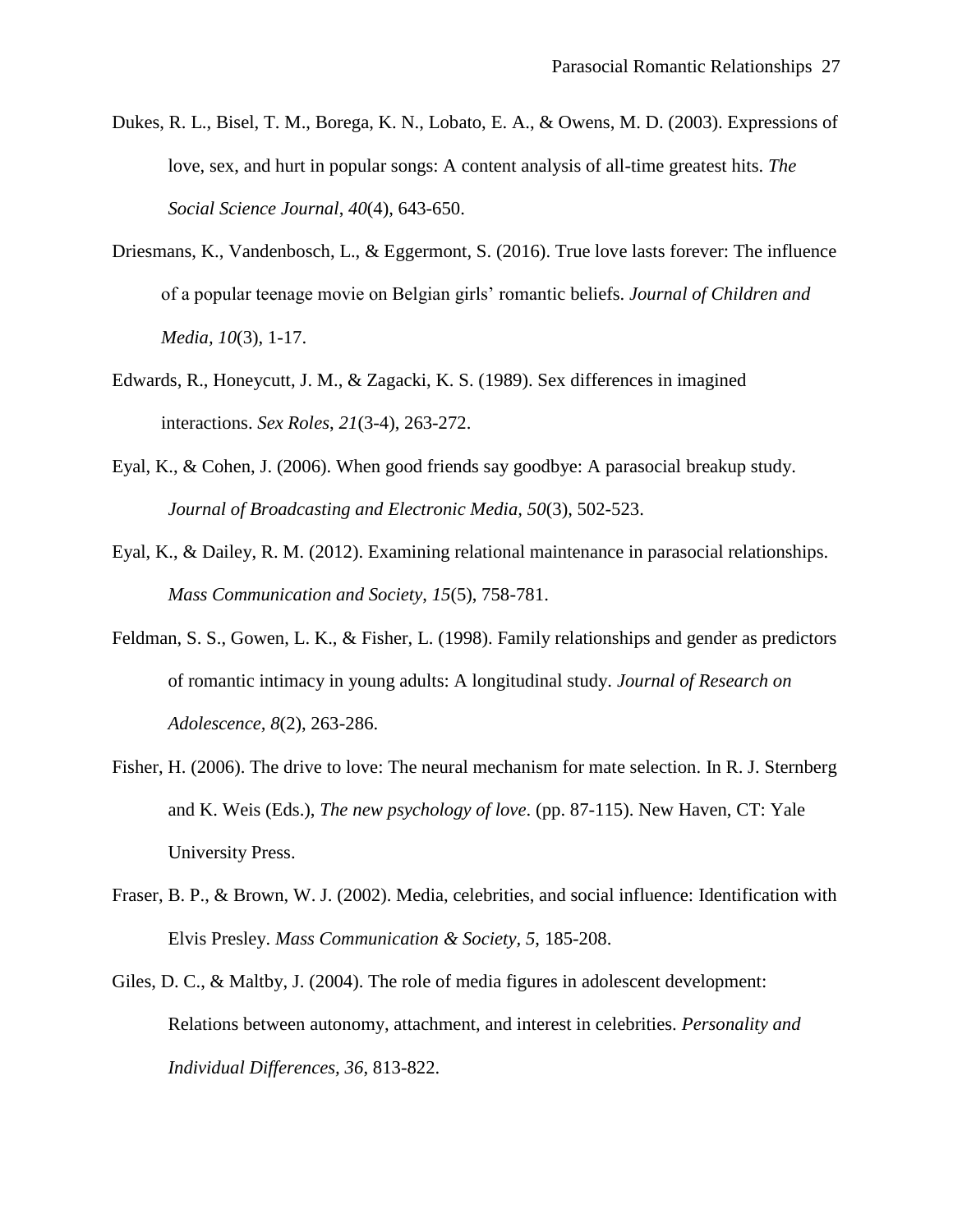Dukes, R. L., Bisel, T. M., Borega, K. N., Lobato, E. A., & Owens, M. D. (2003). Expressions of love, sex, and hurt in popular songs: A content analysis of all-time greatest hits. *The Social Science Journal*, *40*(4), 643-650.

Driesmans, K., Vandenbosch, L., & Eggermont, S. (2016). True love lasts forever: The influence of a popular teenage movie on Belgian girls' romantic beliefs. *Journal of Children and Media*, *10*(3), 1-17.

Edwards, R., Honeycutt, J. M., & Zagacki, K. S. (1989). Sex differences in imagined interactions. *Sex Roles*, *21*(3-4), 263-272.

Eyal, K., & Cohen, J. (2006). When good friends say goodbye: A parasocial breakup study. *Journal of Broadcasting and Electronic Media*, *50*(3), 502-523.

Eyal, K., & Dailey, R. M. (2012). Examining relational maintenance in parasocial relationships. *Mass Communication and Society*, *15*(5), 758-781.

Feldman, S. S., Gowen, L. K., & Fisher, L. (1998). Family relationships and gender as predictors of romantic intimacy in young adults: A longitudinal study. *Journal of Research on Adolescence, 8*(2), 263-286.

Fisher, H. (2006). The drive to love: The neural mechanism for mate selection. In R. J. Sternberg and K. Weis (Eds.), *The new psychology of love*. (pp. 87-115). New Haven, CT: Yale University Press.

Fraser, B. P., & Brown, W. J. (2002). Media, celebrities, and social influence: Identification with Elvis Presley. *Mass Communication & Society*, *5*, 185-208.

Giles, D. C., & Maltby, J. (2004). The role of media figures in adolescent development: Relations between autonomy, attachment, and interest in celebrities. *Personality and Individual Differences, 36*, 813-822.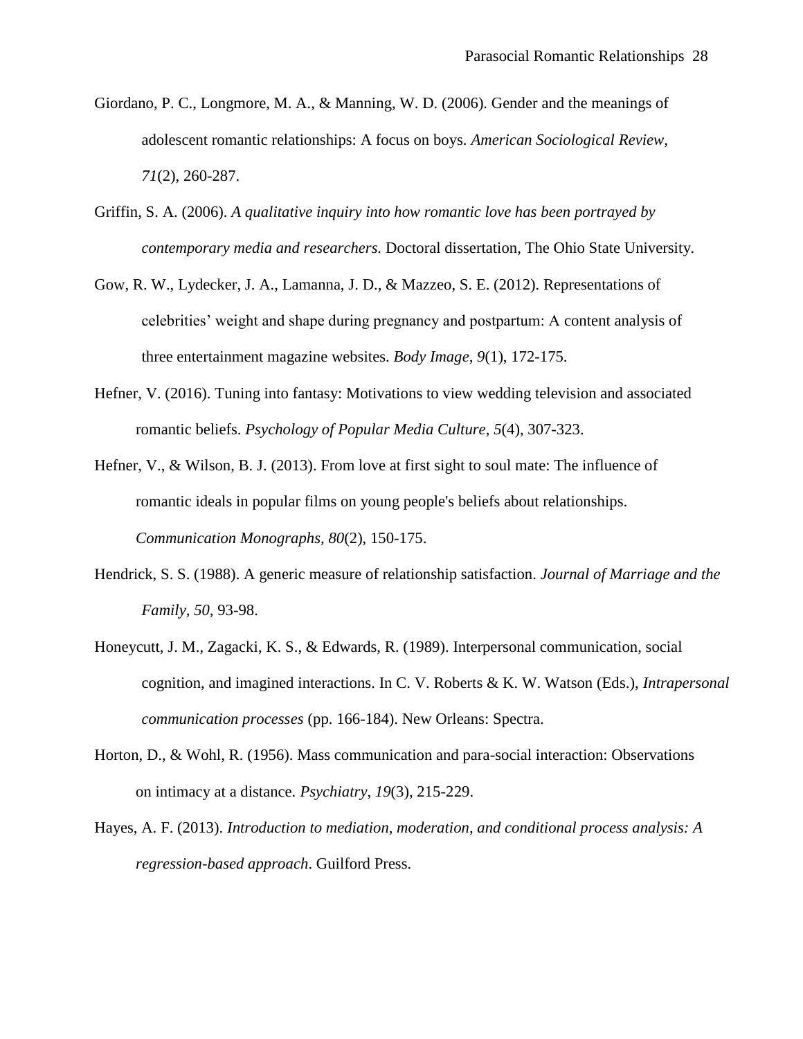Giordano, P. C., Longmore, M. A., & Manning, W. D. (2006). Gender and the meanings of adolescent romantic relationships: A focus on boys. *American Sociological Review, 71*(2), 260-287.

Griffin, S. A. (2006). *A qualitative inquiry into how romantic love has been portrayed by contemporary media and researchers.* Doctoral dissertation, The Ohio State University.

Gow, R. W., Lydecker, J. A., Lamanna, J. D., & Mazzeo, S. E. (2012). Representations of celebrities' weight and shape during pregnancy and postpartum: A content analysis of three entertainment magazine websites. *Body Image*, *9*(1), 172-175.

Hefner, V. (2016). Tuning into fantasy: Motivations to view wedding television and associated romantic beliefs. *Psychology of Popular Media Culture*, *5*(4), 307-323.

Hefner, V., & Wilson, B. J. (2013). From love at first sight to soul mate: The influence of romantic ideals in popular films on young people's beliefs about relationships. *Communication Monographs*, *80*(2), 150-175.

Hendrick, S. S. (1988). A generic measure of relationship satisfaction. *Journal of Marriage and the Family, 50*, 93-98.

Honeycutt, J. M., Zagacki, K. S., & Edwards, R. (1989). Interpersonal communication, social cognition, and imagined interactions. In C. V. Roberts & K. W. Watson (Eds.), *Intrapersonal communication processes* (pp. 166-184). New Orleans: Spectra.

Horton, D., & Wohl, R. (1956). Mass communication and para-social interaction: Observations on intimacy at a distance. *Psychiatry*, *19*(3), 215-229.

Hayes, A. F. (2013). *Introduction to mediation, moderation, and conditional process analysis: A regression-based approach*. Guilford Press.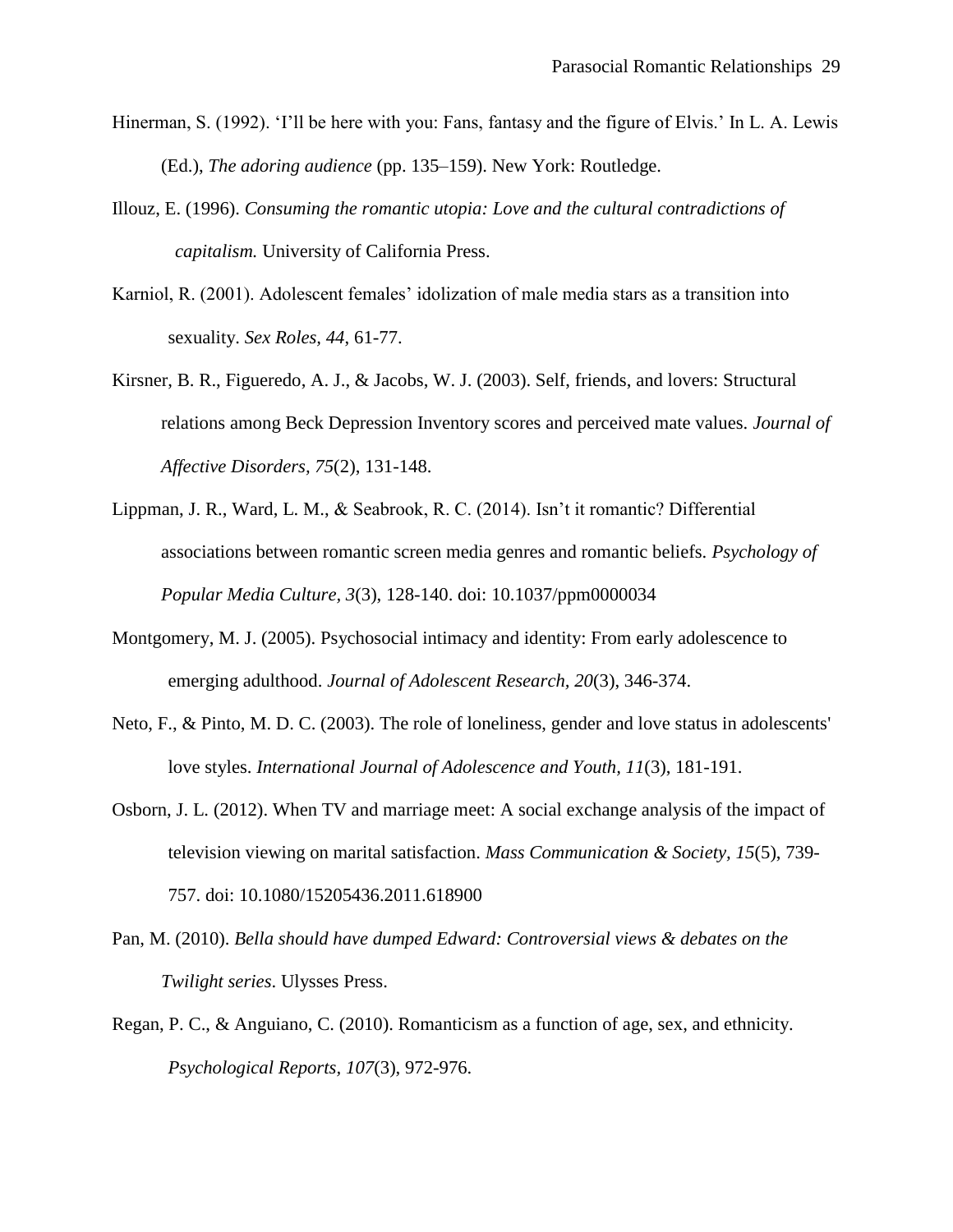Hinerman, S. (1992). 'I'll be here with you: Fans, fantasy and the figure of Elvis.' In L. A. Lewis (Ed.), *The adoring audience* (pp. 135–159). New York: Routledge.

Illouz, E. (1996). *Consuming the romantic utopia: Love and the cultural contradictions of capitalism.* University of California Press.

Karniol, R. (2001). Adolescent females' idolization of male media stars as a transition into sexuality. *Sex Roles, 44*, 61-77.

Kirsner, B. R., Figueredo, A. J., & Jacobs, W. J. (2003). Self, friends, and lovers: Structural relations among Beck Depression Inventory scores and perceived mate values. *Journal of Affective Disorders, 75*(2), 131-148.

Lippman, J. R., Ward, L. M., & Seabrook, R. C. (2014). Isn't it romantic? Differential associations between romantic screen media genres and romantic beliefs. *Psychology of Popular Media Culture, 3*(3), 128-140. doi: 10.1037/ppm0000034

Montgomery, M. J. (2005). Psychosocial intimacy and identity: From early adolescence to emerging adulthood. *Journal of Adolescent Research, 20*(3), 346-374.

Neto, F., & Pinto, M. D. C. (2003). The role of loneliness, gender and love status in adolescents' love styles. *International Journal of Adolescence and Youth, 11*(3), 181-191.

Osborn, J. L. (2012). When TV and marriage meet: A social exchange analysis of the impact of television viewing on marital satisfaction. *Mass Communication & Society, 15*(5), 739-757. doi: 10.1080/15205436.2011.618900

Pan, M. (2010). *Bella should have dumped Edward: Controversial views & debates on the Twilight series*. Ulysses Press.

Regan, P. C., & Anguiano, C. (2010). Romanticism as a function of age, sex, and ethnicity. *Psychological Reports, 107*(3), 972-976.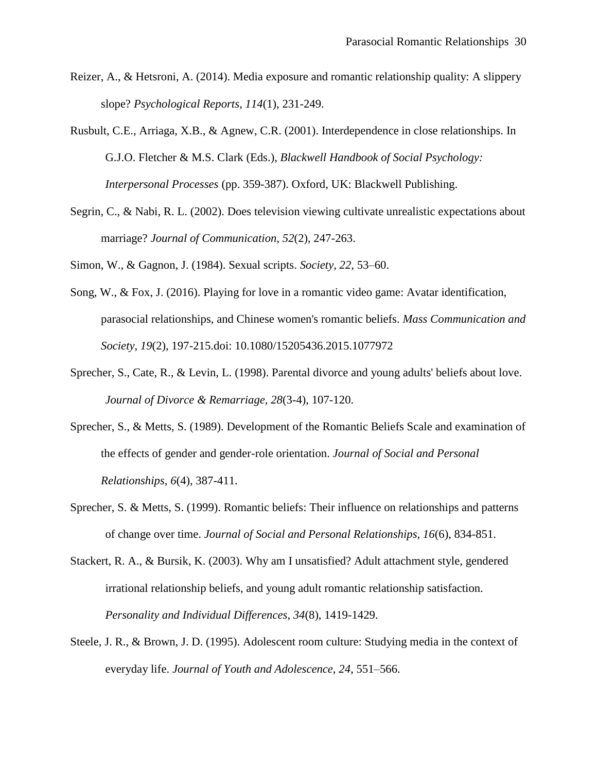Reizer, A., & Hetsroni, A. (2014). Media exposure and romantic relationship quality: A slippery slope? *Psychological Reports*, *114*(1), 231-249.

Rusbult, C.E., Arriaga, X.B., & Agnew, C.R. (2001). Interdependence in close relationships. In G.J.O. Fletcher & M.S. Clark (Eds.), *Blackwell Handbook of Social Psychology: Interpersonal Processes* (pp. 359-387). Oxford, UK: Blackwell Publishing.

Segrin, C., & Nabi, R. L. (2002). Does television viewing cultivate unrealistic expectations about marriage? *Journal of Communication*, *52*(2), 247-263.

Simon, W., & Gagnon, J. (1984). Sexual scripts. *Society, 22*, 53–60.

Song, W., & Fox, J. (2016). Playing for love in a romantic video game: Avatar identification, parasocial relationships, and Chinese women's romantic beliefs. *Mass Communication and Society*, *19*(2), 197-215.doi: 10.1080/15205436.2015.1077972

Sprecher, S., Cate, R., & Levin, L. (1998). Parental divorce and young adults' beliefs about love. *Journal of Divorce & Remarriage*, *28*(3-4), 107-120.

Sprecher, S., & Metts, S. (1989). Development of the Romantic Beliefs Scale and examination of the effects of gender and gender-role orientation. *Journal of Social and Personal Relationships, 6*(4), 387-411.

Sprecher, S. & Metts, S. (1999). Romantic beliefs: Their influence on relationships and patterns of change over time. *Journal of Social and Personal Relationships*, *16*(6), 834-851.

Stackert, R. A., & Bursik, K. (2003). Why am I unsatisfied? Adult attachment style, gendered irrational relationship beliefs, and young adult romantic relationship satisfaction. *Personality and Individual Differences*, *34*(8), 1419-1429.

Steele, J. R., & Brown, J. D. (1995). Adolescent room culture: Studying media in the context of everyday life. *Journal of Youth and Adolescence*, *24*, 551–566.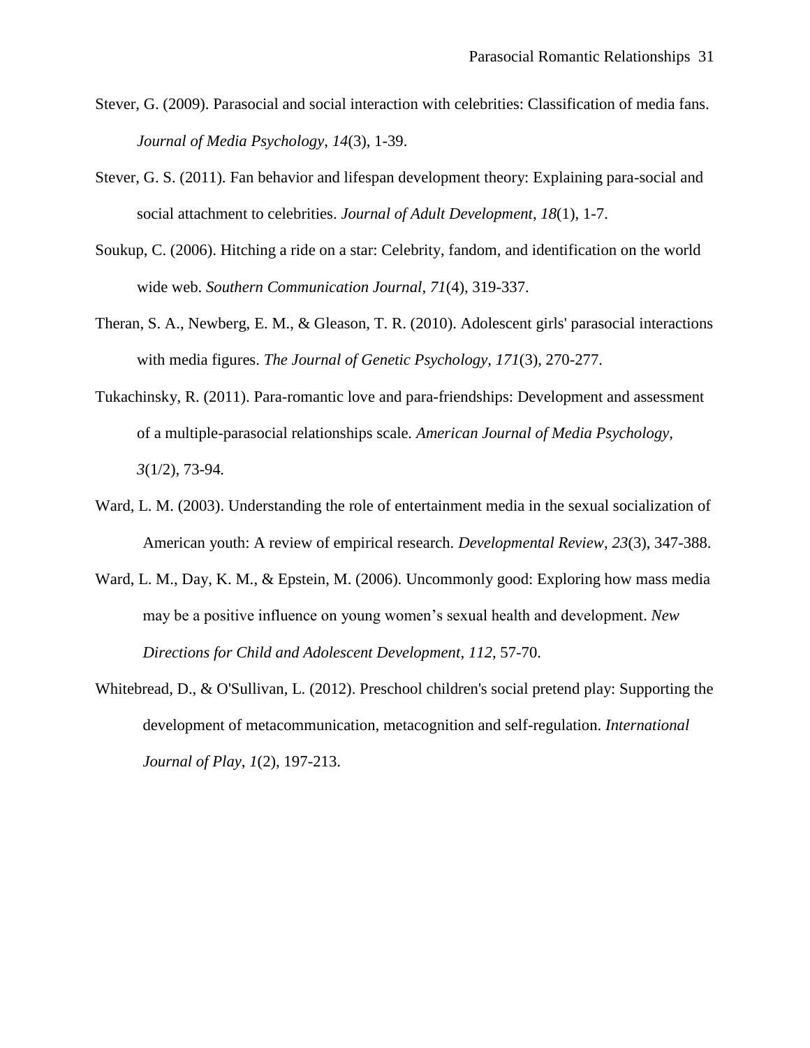Stever, G. (2009). Parasocial and social interaction with celebrities: Classification of media fans. *Journal of Media Psychology*, *14*(3), 1-39.

Stever, G. S. (2011). Fan behavior and lifespan development theory: Explaining para-social and social attachment to celebrities. *Journal of Adult Development*, *18*(1), 1-7.

Soukup, C. (2006). Hitching a ride on a star: Celebrity, fandom, and identification on the world wide web. *Southern Communication Journal*, *71*(4), 319-337.

Theran, S. A., Newberg, E. M., & Gleason, T. R. (2010). Adolescent girls' parasocial interactions with media figures. *The Journal of Genetic Psychology*, *171*(3), 270-277.

Tukachinsky, R. (2011). Para-romantic love and para-friendships: Development and assessment of a multiple-parasocial relationships scale. *American Journal of Media Psychology*, *3*(1/2), 73-94.

Ward, L. M. (2003). Understanding the role of entertainment media in the sexual socialization of American youth: A review of empirical research. *Developmental Review*, *23*(3), 347-388.

Ward, L. M., Day, K. M., & Epstein, M. (2006). Uncommonly good: Exploring how mass media may be a positive influence on young women's sexual health and development. *New Directions for Child and Adolescent Development*, *112*, 57-70.

Whitebread, D., & O'Sullivan, L. (2012). Preschool children's social pretend play: Supporting the development of metacommunication, metacognition and self-regulation. *International Journal of Play*, *1*(2), 197-213.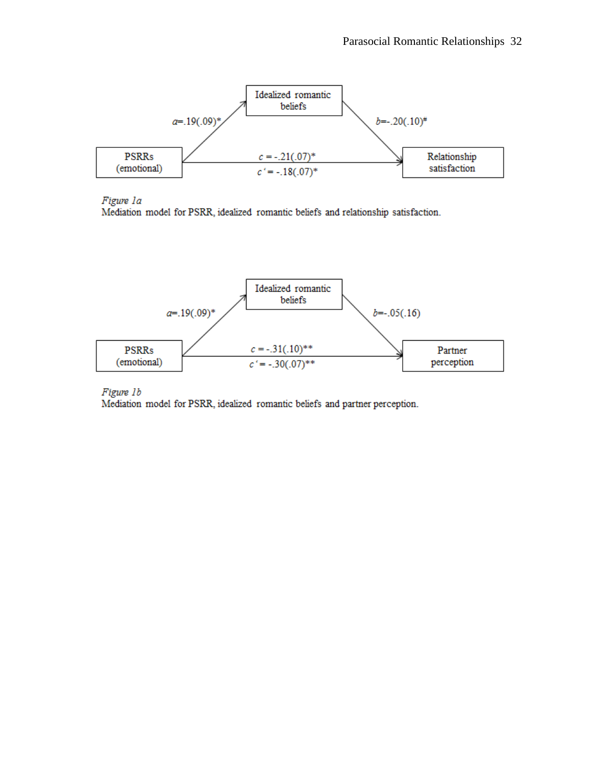Idealized romantic beliefs

$a$=.19(.09)*

$b$=-.20(.10)#

PSRRs (emotional)

$c$ = -.21(.07)*

$c'$ = -.18(.07)*

Relationship satisfaction

*Figure 1a*

Mediation model for PSRR, idealized romantic beliefs and relationship satisfaction.

Idealized romantic beliefs

$a$=.19(.09)*

$b$=-.05(.16)

PSRRs (emotional)

$c$ = -.31(.10)**

$c'$ = -.30(.07)**

Partner perception

*Figure 1b*

Mediation model for PSRR, idealized romantic beliefs and partner perception.